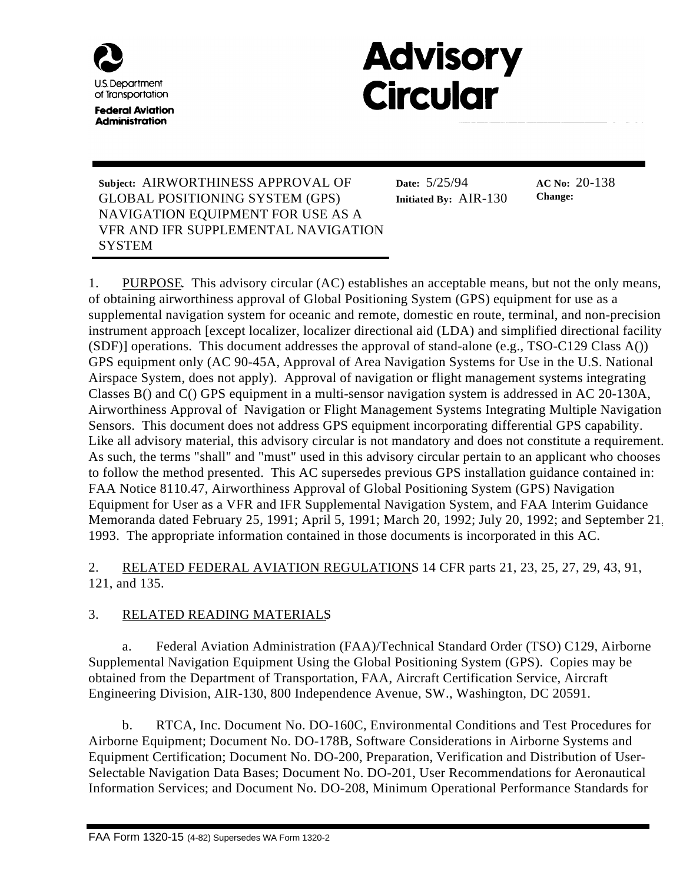U.S. Department of Transportation

**Federal Aviation Administration**

# Advisory Circular

**Subject:** AIRWORTHINESS APPROVAL OF GLOBAL POSITIONING SYSTEM (GPS) NAVIGATION EQUIPMENT FOR USE AS A VFR AND IFR SUPPLEMENTAL NAVIGATION SYSTEM

**Date:** 5/25/94

**Initiated By:** AIR-130

**AC No:** 20-138

**Change:**

1. PURPOSE. This advisory circular (AC) establishes an acceptable means, but not the only means, of obtaining airworthiness approval of Global Positioning System (GPS) equipment for use as a supplemental navigation system for oceanic and remote, domestic en route, terminal, and non-precision instrument approach [except localizer, localizer directional aid (LDA) and simplified directional facility (SDF)] operations. This document addresses the approval of stand-alone (e.g., TSO-C129 Class A()) GPS equipment only (AC 90-45A, Approval of Area Navigation Systems for Use in the U.S. National Airspace System, does not apply). Approval of navigation or flight management systems integrating Classes B() and C() GPS equipment in a multi-sensor navigation system is addressed in AC 20-130A, Airworthiness Approval of Navigation or Flight Management Systems Integrating Multiple Navigation Sensors. This document does not address GPS equipment incorporating differential GPS capability. Like all advisory material, this advisory circular is not mandatory and does not constitute a requirement. As such, the terms "shall" and "must" used in this advisory circular pertain to an applicant who chooses to follow the method presented. This AC supersedes previous GPS installation guidance contained in: FAA Notice 8110.47, Airworthiness Approval of Global Positioning System (GPS) Navigation Equipment for User as a VFR and IFR Supplemental Navigation System, and FAA Interim Guidance Memoranda dated February 25, 1991; April 5, 1991; March 20, 1992; July 20, 1992; and September 21, 1993. The appropriate information contained in those documents is incorporated in this AC.

2. RELATED FEDERAL AVIATION REGULATIONS. 14 CFR parts 21, 23, 25, 27, 29, 43, 91, 121, and 135.

3. RELATED READING MATERIALS.

a. Federal Aviation Administration (FAA)/Technical Standard Order (TSO) C129, Airborne Supplemental Navigation Equipment Using the Global Positioning System (GPS). Copies may be obtained from the Department of Transportation, FAA, Aircraft Certification Service, Aircraft Engineering Division, AIR-130, 800 Independence Avenue, SW., Washington, DC 20591.

b. RTCA, Inc. Document No. DO-160C, Environmental Conditions and Test Procedures for Airborne Equipment; Document No. DO-178B, Software Considerations in Airborne Systems and Equipment Certification; Document No. DO-200, Preparation, Verification and Distribution of User-Selectable Navigation Data Bases; Document No. DO-201, User Recommendations for Aeronautical Information Services; and Document No. DO-208, Minimum Operational Performance Standards for

FAA Form 1320-15 (4-82) Supersedes WA Form 1320-2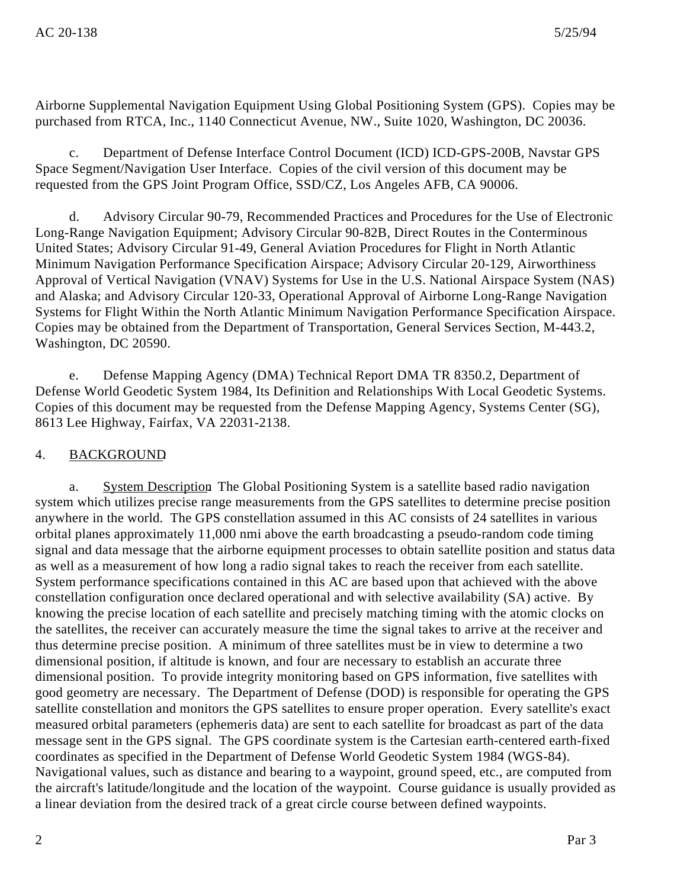Airborne Supplemental Navigation Equipment Using Global Positioning System (GPS). Copies may be purchased from RTCA, Inc., 1140 Connecticut Avenue, NW., Suite 1020, Washington, DC 20036.

c. Department of Defense Interface Control Document (ICD) ICD-GPS-200B, Navstar GPS Space Segment/Navigation User Interface. Copies of the civil version of this document may be requested from the GPS Joint Program Office, SSD/CZ, Los Angeles AFB, CA 90006.

d. Advisory Circular 90-79, Recommended Practices and Procedures for the Use of Electronic Long-Range Navigation Equipment; Advisory Circular 90-82B, Direct Routes in the Conterminous United States; Advisory Circular 91-49, General Aviation Procedures for Flight in North Atlantic Minimum Navigation Performance Specification Airspace; Advisory Circular 20-129, Airworthiness Approval of Vertical Navigation (VNAV) Systems for Use in the U.S. National Airspace System (NAS) and Alaska; and Advisory Circular 120-33, Operational Approval of Airborne Long-Range Navigation Systems for Flight Within the North Atlantic Minimum Navigation Performance Specification Airspace. Copies may be obtained from the Department of Transportation, General Services Section, M-443.2, Washington, DC 20590.

e. Defense Mapping Agency (DMA) Technical Report DMA TR 8350.2, Department of Defense World Geodetic System 1984, Its Definition and Relationships With Local Geodetic Systems. Copies of this document may be requested from the Defense Mapping Agency, Systems Center (SG), 8613 Lee Highway, Fairfax, VA 22031-2138.

## 4. BACKGROUND.

a. System Description. The Global Positioning System is a satellite based radio navigation system which utilizes precise range measurements from the GPS satellites to determine precise position anywhere in the world. The GPS constellation assumed in this AC consists of 24 satellites in various orbital planes approximately 11,000 nmi above the earth broadcasting a pseudo-random code timing signal and data message that the airborne equipment processes to obtain satellite position and status data as well as a measurement of how long a radio signal takes to reach the receiver from each satellite. System performance specifications contained in this AC are based upon that achieved with the above constellation configuration once declared operational and with selective availability (SA) active. By knowing the precise location of each satellite and precisely matching timing with the atomic clocks on the satellites, the receiver can accurately measure the time the signal takes to arrive at the receiver and thus determine precise position. A minimum of three satellites must be in view to determine a two dimensional position, if altitude is known, and four are necessary to establish an accurate three dimensional position. To provide integrity monitoring based on GPS information, five satellites with good geometry are necessary. The Department of Defense (DOD) is responsible for operating the GPS satellite constellation and monitors the GPS satellites to ensure proper operation. Every satellite's exact measured orbital parameters (ephemeris data) are sent to each satellite for broadcast as part of the data message sent in the GPS signal. The GPS coordinate system is the Cartesian earth-centered earth-fixed coordinates as specified in the Department of Defense World Geodetic System 1984 (WGS-84). Navigational values, such as distance and bearing to a waypoint, ground speed, etc., are computed from the aircraft's latitude/longitude and the location of the waypoint. Course guidance is usually provided as a linear deviation from the desired track of a great circle course between defined waypoints.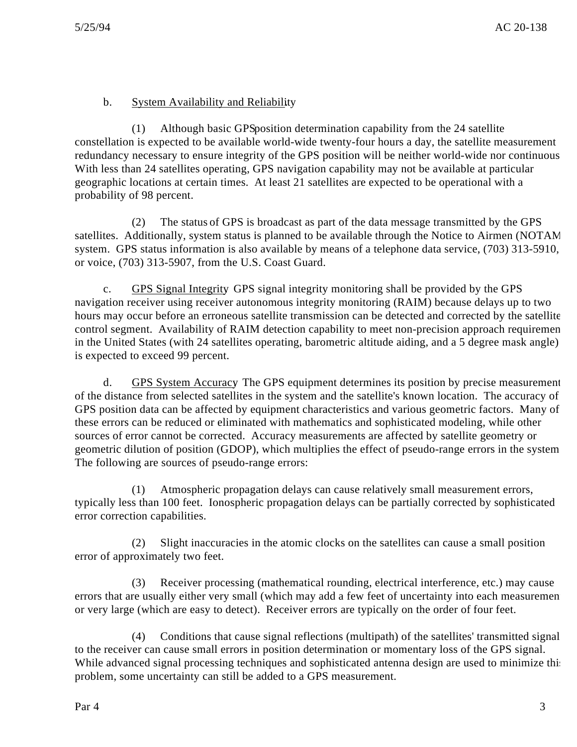b. <u>System Availability and Reliability</u>

(1) Although basic GPS position determination capability from the 24 satellite constellation is expected to be available world-wide twenty-four hours a day, the satellite measurement redundancy necessary to ensure integrity of the GPS position will be neither world-wide nor continuous. With less than 24 satellites operating, GPS navigation capability may not be available at particular geographic locations at certain times. At least 21 satellites are expected to be operational with a probability of 98 percent.

(2) The status of GPS is broadcast as part of the data message transmitted by the GPS satellites. Additionally, system status is planned to be available through the Notice to Airmen (NOTAM) system. GPS status information is also available by means of a telephone data service, (703) 313-5910, or voice, (703) 313-5907, from the U.S. Coast Guard.

c. <u>GPS Signal Integrity</u>. GPS signal integrity monitoring shall be provided by the GPS navigation receiver using receiver autonomous integrity monitoring (RAIM) because delays up to two hours may occur before an erroneous satellite transmission can be detected and corrected by the satellite control segment. Availability of RAIM detection capability to meet non-precision approach requirements in the United States (with 24 satellites operating, barometric altitude aiding, and a 5 degree mask angle) is expected to exceed 99 percent.

d. <u>GPS System Accuracy</u>. The GPS equipment determines its position by precise measurement of the distance from selected satellites in the system and the satellite's known location. The accuracy of GPS position data can be affected by equipment characteristics and various geometric factors. Many of these errors can be reduced or eliminated with mathematics and sophisticated modeling, while other sources of error cannot be corrected. Accuracy measurements are affected by satellite geometry or geometric dilution of position (GDOP), which multiplies the effect of pseudo-range errors in the system. The following are sources of pseudo-range errors:

(1) Atmospheric propagation delays can cause relatively small measurement errors, typically less than 100 feet. Ionospheric propagation delays can be partially corrected by sophisticated error correction capabilities.

(2) Slight inaccuracies in the atomic clocks on the satellites can cause a small position error of approximately two feet.

(3) Receiver processing (mathematical rounding, electrical interference, etc.) may cause errors that are usually either very small (which may add a few feet of uncertainty into each measurement) or very large (which are easy to detect). Receiver errors are typically on the order of four feet.

(4) Conditions that cause signal reflections (multipath) of the satellites' transmitted signal to the receiver can cause small errors in position determination or momentary loss of the GPS signal. While advanced signal processing techniques and sophisticated antenna design are used to minimize this problem, some uncertainty can still be added to a GPS measurement.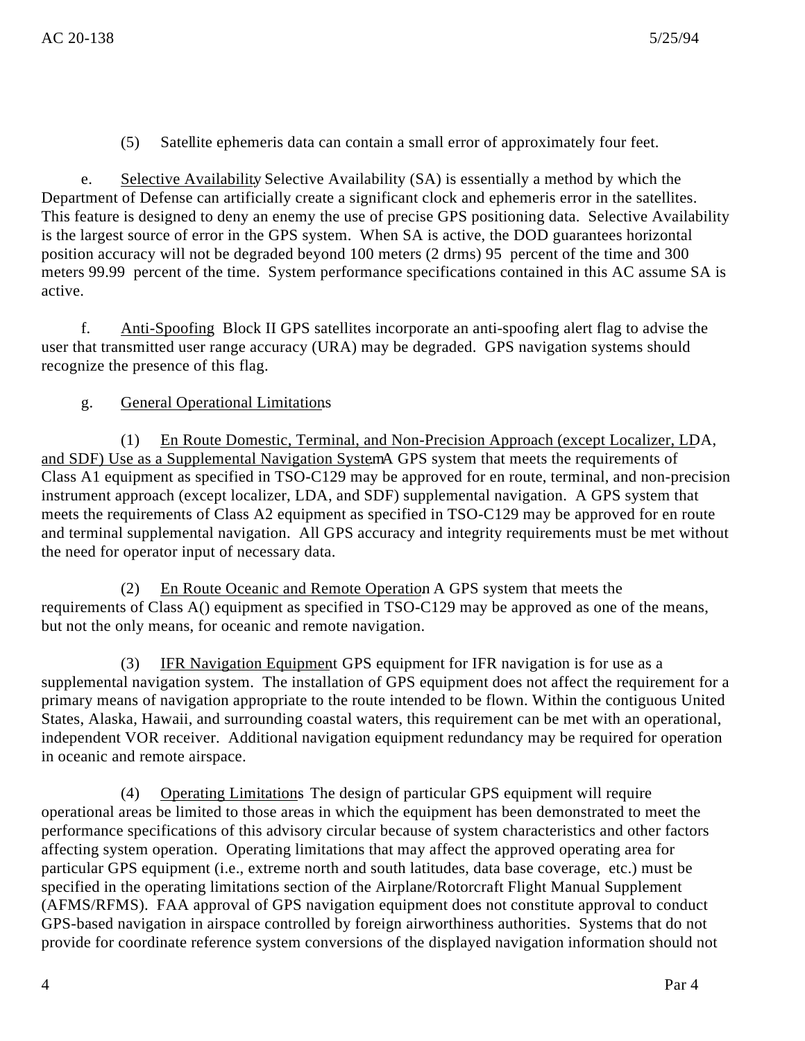(5) Satellite ephemeris data can contain a small error of approximately four feet.

e. Selective Availability. Selective Availability (SA) is essentially a method by which the Department of Defense can artificially create a significant clock and ephemeris error in the satellites. This feature is designed to deny an enemy the use of precise GPS positioning data. Selective Availability is the largest source of error in the GPS system. When SA is active, the DOD guarantees horizontal position accuracy will not be degraded beyond 100 meters (2 drms) 95 percent of the time and 300 meters 99.99 percent of the time. System performance specifications contained in this AC assume SA is active.

f. Anti-Spoofing. Block II GPS satellites incorporate an anti-spoofing alert flag to advise the user that transmitted user range accuracy (URA) may be degraded. GPS navigation systems should recognize the presence of this flag.

g. General Operational Limitations.

(1) En Route Domestic, Terminal, and Non-Precision Approach (except Localizer, LDA, and SDF) Use as a Supplemental Navigation System. A GPS system that meets the requirements of Class A1 equipment as specified in TSO-C129 may be approved for en route, terminal, and non-precision instrument approach (except localizer, LDA, and SDF) supplemental navigation. A GPS system that meets the requirements of Class A2 equipment as specified in TSO-C129 may be approved for en route and terminal supplemental navigation. All GPS accuracy and integrity requirements must be met without the need for operator input of necessary data.

(2) En Route Oceanic and Remote Operation. A GPS system that meets the requirements of Class A() equipment as specified in TSO-C129 may be approved as one of the means, but not the only means, for oceanic and remote navigation.

(3) IFR Navigation Equipment. GPS equipment for IFR navigation is for use as a supplemental navigation system. The installation of GPS equipment does not affect the requirement for a primary means of navigation appropriate to the route intended to be flown. Within the contiguous United States, Alaska, Hawaii, and surrounding coastal waters, this requirement can be met with an operational, independent VOR receiver. Additional navigation equipment redundancy may be required for operation in oceanic and remote airspace.

(4) Operating Limitations. The design of particular GPS equipment will require operational areas be limited to those areas in which the equipment has been demonstrated to meet the performance specifications of this advisory circular because of system characteristics and other factors affecting system operation. Operating limitations that may affect the approved operating area for particular GPS equipment (i.e., extreme north and south latitudes, data base coverage, etc.) must be specified in the operating limitations section of the Airplane/Rotorcraft Flight Manual Supplement (AFMS/RFMS). FAA approval of GPS navigation equipment does not constitute approval to conduct GPS-based navigation in airspace controlled by foreign airworthiness authorities. Systems that do not provide for coordinate reference system conversions of the displayed navigation information should not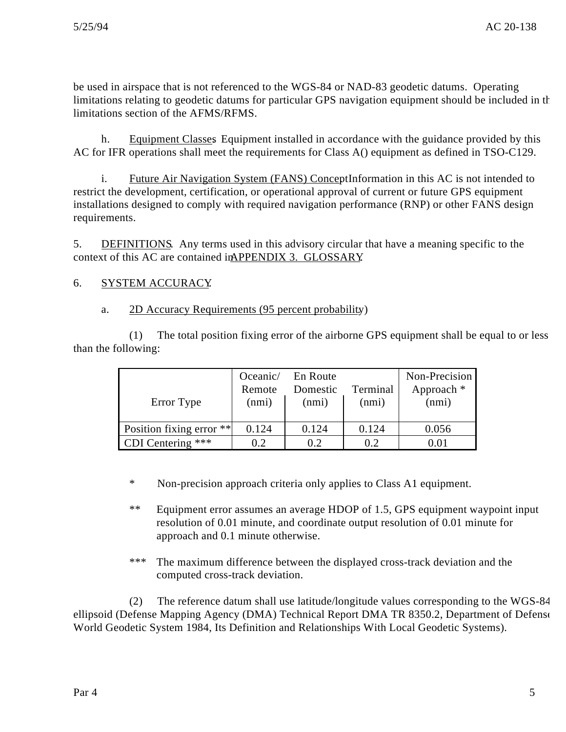be used in airspace that is not referenced to the WGS-84 or NAD-83 geodetic datums. Operating limitations relating to geodetic datums for particular GPS navigation equipment should be included in the limitations section of the AFMS/RFMS.

h. Equipment Classes. Equipment installed in accordance with the guidance provided by this AC for IFR operations shall meet the requirements for Class A() equipment as defined in TSO-C129.

i. Future Air Navigation System (FANS) Concept. Information in this AC is not intended to restrict the development, certification, or operational approval of current or future GPS equipment installations designed to comply with required navigation performance (RNP) or other FANS design requirements.

5. DEFINITIONS. Any terms used in this advisory circular that have a meaning specific to the context of this AC are contained in APPENDIX 3. GLOSSARY.

6. SYSTEM ACCURACY.

a. 2D Accuracy Requirements (95 percent probability)

(1) The total position fixing error of the airborne GPS equipment shall be equal to or less than the following:

| Error Type | Oceanic/ Remote (nmi) | En Route Domestic (nmi) | Terminal (nmi) | Non-Precision Approach * (nmi) |
|---|---|---|---|---|
| Position fixing error ** | 0.124 | 0.124 | 0.124 | 0.056 |
| CDI Centering *** | 0.2 | 0.2 | 0.2 | 0.01 |

* Non-precision approach criteria only applies to Class A1 equipment.

** Equipment error assumes an average HDOP of 1.5, GPS equipment waypoint input resolution of 0.01 minute, and coordinate output resolution of 0.01 minute for approach and 0.1 minute otherwise.

*** The maximum difference between the displayed cross-track deviation and the computed cross-track deviation.

(2) The reference datum shall use latitude/longitude values corresponding to the WGS-84 ellipsoid (Defense Mapping Agency (DMA) Technical Report DMA TR 8350.2, Department of Defense World Geodetic System 1984, Its Definition and Relationships With Local Geodetic Systems).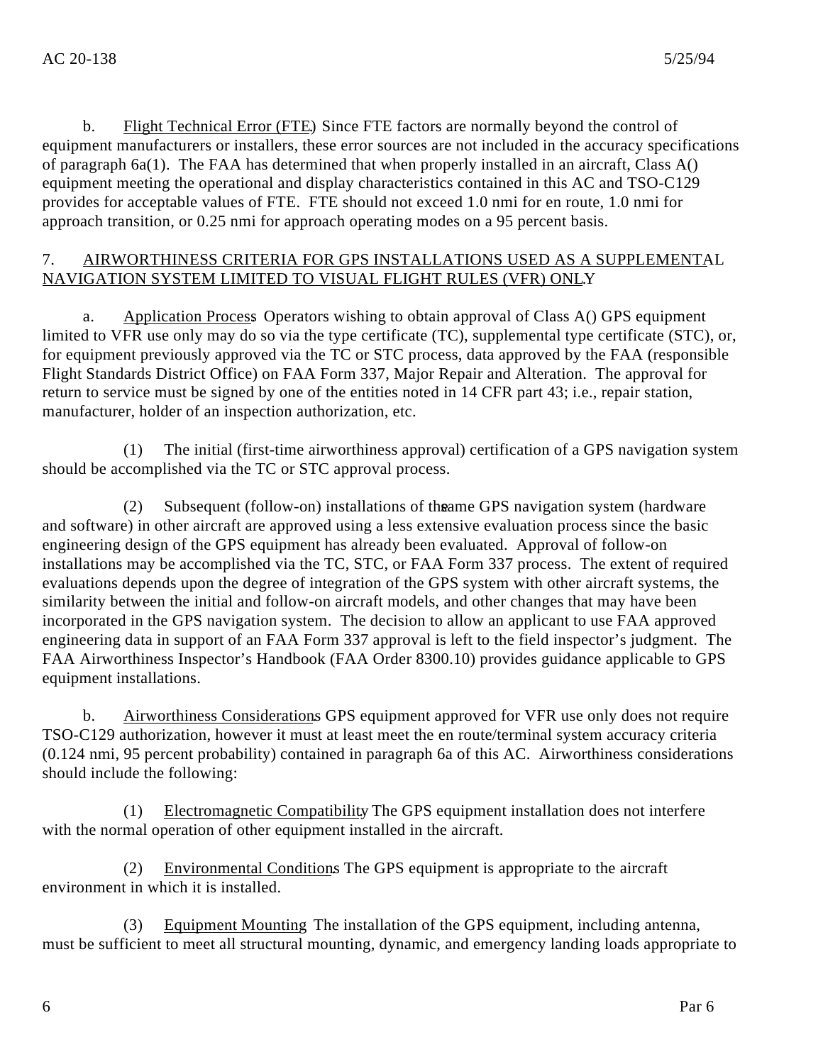b. Flight Technical Error (FTE). Since FTE factors are normally beyond the control of equipment manufacturers or installers, these error sources are not included in the accuracy specifications of paragraph 6a(1). The FAA has determined that when properly installed in an aircraft, Class A() equipment meeting the operational and display characteristics contained in this AC and TSO-C129 provides for acceptable values of FTE. FTE should not exceed 1.0 nmi for en route, 1.0 nmi for approach transition, or 0.25 nmi for approach operating modes on a 95 percent basis.

## 7. AIRWORTHINESS CRITERIA FOR GPS INSTALLATIONS USED AS A SUPPLEMENTAL NAVIGATION SYSTEM LIMITED TO VISUAL FLIGHT RULES (VFR) ONLY.

a. Application Process. Operators wishing to obtain approval of Class A() GPS equipment limited to VFR use only may do so via the type certificate (TC), supplemental type certificate (STC), or, for equipment previously approved via the TC or STC process, data approved by the FAA (responsible Flight Standards District Office) on FAA Form 337, Major Repair and Alteration. The approval for return to service must be signed by one of the entities noted in 14 CFR part 43; i.e., repair station, manufacturer, holder of an inspection authorization, etc.

(1) The initial (first-time airworthiness approval) certification of a GPS navigation system should be accomplished via the TC or STC approval process.

(2) Subsequent (follow-on) installations of the same GPS navigation system (hardware and software) in other aircraft are approved using a less extensive evaluation process since the basic engineering design of the GPS equipment has already been evaluated. Approval of follow-on installations may be accomplished via the TC, STC, or FAA Form 337 process. The extent of required evaluations depends upon the degree of integration of the GPS system with other aircraft systems, the similarity between the initial and follow-on aircraft models, and other changes that may have been incorporated in the GPS navigation system. The decision to allow an applicant to use FAA approved engineering data in support of an FAA Form 337 approval is left to the field inspector's judgment. The FAA Airworthiness Inspector's Handbook (FAA Order 8300.10) provides guidance applicable to GPS equipment installations.

b. Airworthiness Considerations. GPS equipment approved for VFR use only does not require TSO-C129 authorization, however it must at least meet the en route/terminal system accuracy criteria (0.124 nmi, 95 percent probability) contained in paragraph 6a of this AC. Airworthiness considerations should include the following:

(1) Electromagnetic Compatibility. The GPS equipment installation does not interfere with the normal operation of other equipment installed in the aircraft.

(2) Environmental Conditions. The GPS equipment is appropriate to the aircraft environment in which it is installed.

(3) Equipment Mounting. The installation of the GPS equipment, including antenna, must be sufficient to meet all structural mounting, dynamic, and emergency landing loads appropriate to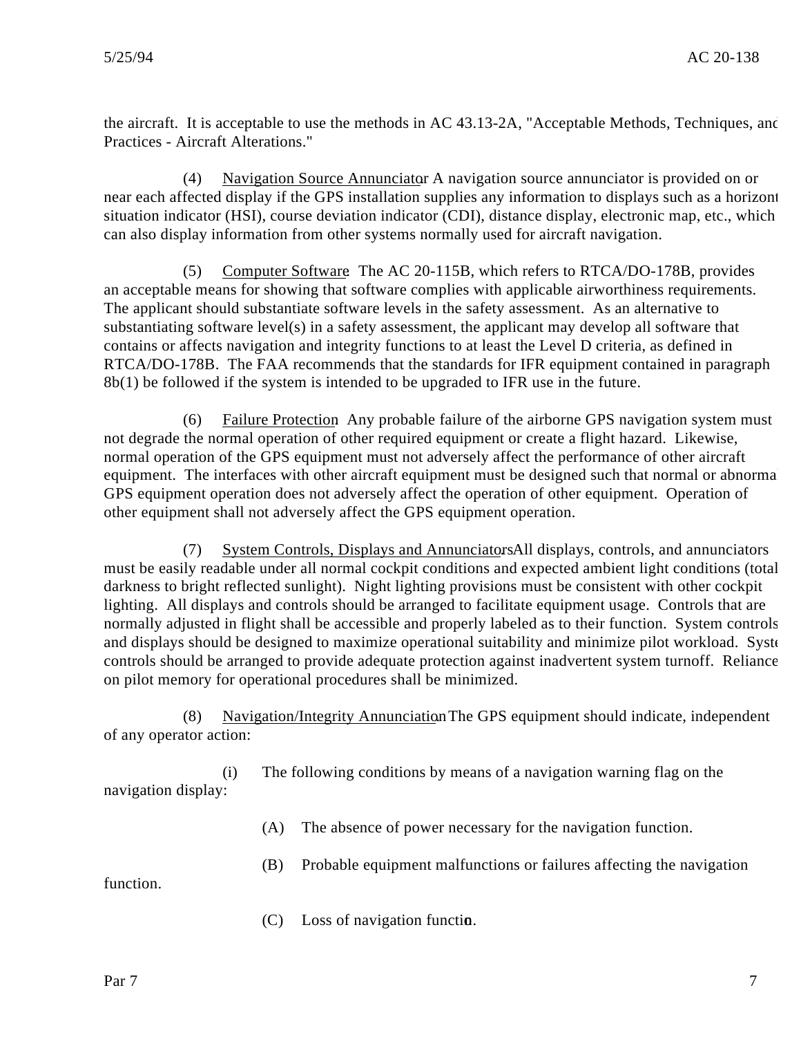the aircraft. It is acceptable to use the methods in AC 43.13-2A, "Acceptable Methods, Techniques, and Practices - Aircraft Alterations."

(4) Navigation Source Annunciator. A navigation source annunciator is provided on or near each affected display if the GPS installation supplies any information to displays such as a horizontal situation indicator (HSI), course deviation indicator (CDI), distance display, electronic map, etc., which can also display information from other systems normally used for aircraft navigation.

(5) Computer Software. The AC 20-115B, which refers to RTCA/DO-178B, provides an acceptable means for showing that software complies with applicable airworthiness requirements. The applicant should substantiate software levels in the safety assessment. As an alternative to substantiating software level(s) in a safety assessment, the applicant may develop all software that contains or affects navigation and integrity functions to at least the Level D criteria, as defined in RTCA/DO-178B. The FAA recommends that the standards for IFR equipment contained in paragraph 8b(1) be followed if the system is intended to be upgraded to IFR use in the future.

(6) Failure Protection. Any probable failure of the airborne GPS navigation system must not degrade the normal operation of other required equipment or create a flight hazard. Likewise, normal operation of the GPS equipment must not adversely affect the performance of other aircraft equipment. The interfaces with other aircraft equipment must be designed such that normal or abnormal GPS equipment operation does not adversely affect the operation of other equipment. Operation of other equipment shall not adversely affect the GPS equipment operation.

(7) System Controls, Displays and Annunciators. All displays, controls, and annunciators must be easily readable under all normal cockpit conditions and expected ambient light conditions (total darkness to bright reflected sunlight). Night lighting provisions must be consistent with other cockpit lighting. All displays and controls should be arranged to facilitate equipment usage. Controls that are normally adjusted in flight shall be accessible and properly labeled as to their function. System controls and displays should be designed to maximize operational suitability and minimize pilot workload. System controls should be arranged to provide adequate protection against inadvertent system turnoff. Reliance on pilot memory for operational procedures shall be minimized.

(8) Navigation/Integrity Annunciation. The GPS equipment should indicate, independent of any operator action:

(i) The following conditions by means of a navigation warning flag on the navigation display:

(A) The absence of power necessary for the navigation function.

(B) Probable equipment malfunctions or failures affecting the navigation function.

(C) Loss of navigation function.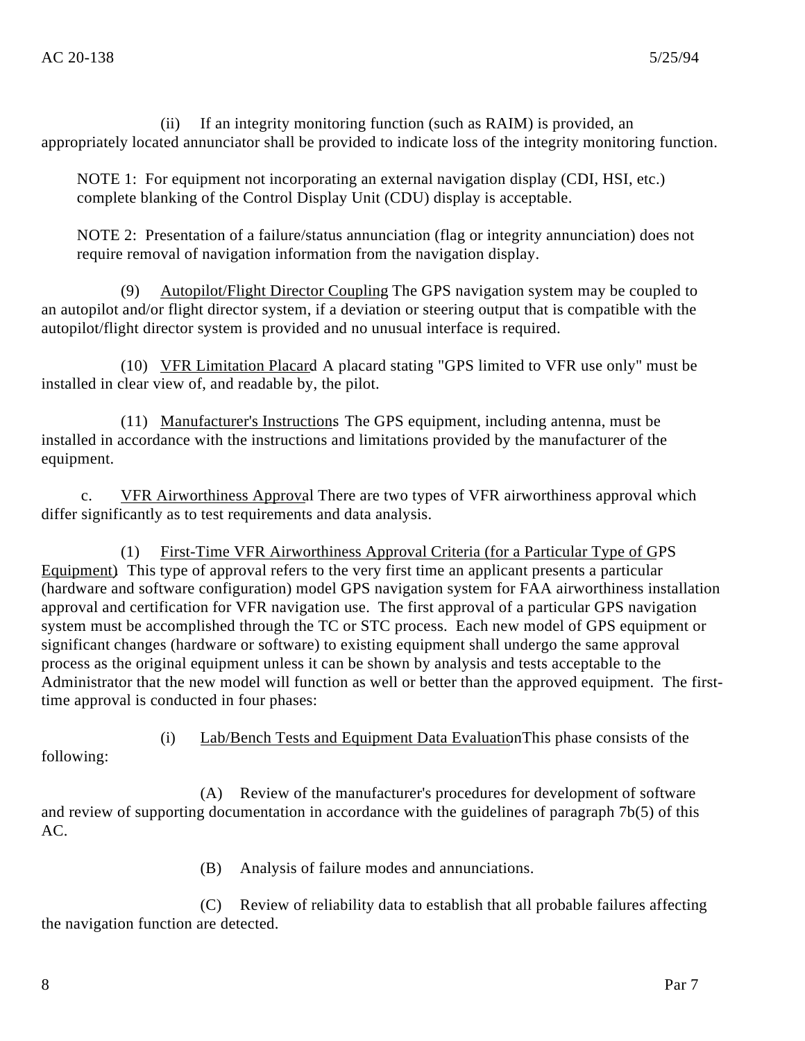(ii) If an integrity monitoring function (such as RAIM) is provided, an appropriately located annunciator shall be provided to indicate loss of the integrity monitoring function.

NOTE 1: For equipment not incorporating an external navigation display (CDI, HSI, etc.) complete blanking of the Control Display Unit (CDU) display is acceptable.

NOTE 2: Presentation of a failure/status annunciation (flag or integrity annunciation) does not require removal of navigation information from the navigation display.

(9) Autopilot/Flight Director Coupling. The GPS navigation system may be coupled to an autopilot and/or flight director system, if a deviation or steering output that is compatible with the autopilot/flight director system is provided and no unusual interface is required.

(10) VFR Limitation Placard. A placard stating "GPS limited to VFR use only" must be installed in clear view of, and readable by, the pilot.

(11) Manufacturer's Instructions. The GPS equipment, including antenna, must be installed in accordance with the instructions and limitations provided by the manufacturer of the equipment.

c. VFR Airworthiness Approval. There are two types of VFR airworthiness approval which differ significantly as to test requirements and data analysis.

(1) First-Time VFR Airworthiness Approval Criteria (for a Particular Type of GPS Equipment). This type of approval refers to the very first time an applicant presents a particular (hardware and software configuration) model GPS navigation system for FAA airworthiness installation approval and certification for VFR navigation use. The first approval of a particular GPS navigation system must be accomplished through the TC or STC process. Each new model of GPS equipment or significant changes (hardware or software) to existing equipment shall undergo the same approval process as the original equipment unless it can be shown by analysis and tests acceptable to the Administrator that the new model will function as well or better than the approved equipment. The first-time approval is conducted in four phases:

(i) Lab/Bench Tests and Equipment Data Evaluation. This phase consists of the following:

(A) Review of the manufacturer's procedures for development of software and review of supporting documentation in accordance with the guidelines of paragraph 7b(5) of this AC.

(B) Analysis of failure modes and annunciations.

(C) Review of reliability data to establish that all probable failures affecting the navigation function are detected.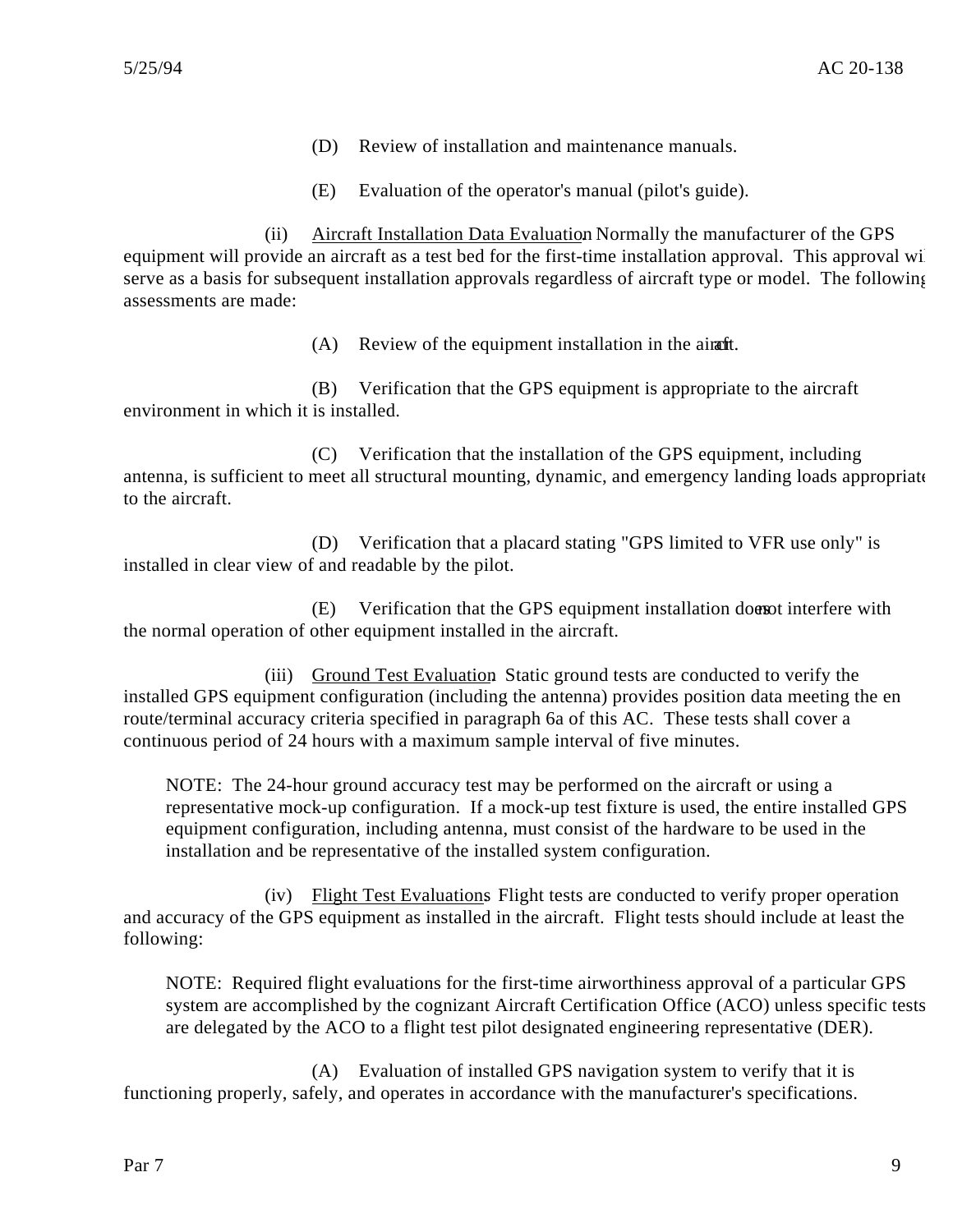(D) Review of installation and maintenance manuals.

(E) Evaluation of the operator's manual (pilot's guide).

(ii) Aircraft Installation Data Evaluation. Normally the manufacturer of the GPS equipment will provide an aircraft as a test bed for the first-time installation approval. This approval will serve as a basis for subsequent installation approvals regardless of aircraft type or model. The following assessments are made:

(A) Review of the equipment installation in the aircraft.

(B) Verification that the GPS equipment is appropriate to the aircraft environment in which it is installed.

(C) Verification that the installation of the GPS equipment, including antenna, is sufficient to meet all structural mounting, dynamic, and emergency landing loads appropriate to the aircraft.

(D) Verification that a placard stating "GPS limited to VFR use only" is installed in clear view of and readable by the pilot.

(E) Verification that the GPS equipment installation does not interfere with the normal operation of other equipment installed in the aircraft.

(iii) Ground Test Evaluation. Static ground tests are conducted to verify the installed GPS equipment configuration (including the antenna) provides position data meeting the en route/terminal accuracy criteria specified in paragraph 6a of this AC. These tests shall cover a continuous period of 24 hours with a maximum sample interval of five minutes.

> NOTE: The 24-hour ground accuracy test may be performed on the aircraft or using a representative mock-up configuration. If a mock-up test fixture is used, the entire installed GPS equipment configuration, including antenna, must consist of the hardware to be used in the installation and be representative of the installed system configuration.

(iv) Flight Test Evaluations. Flight tests are conducted to verify proper operation and accuracy of the GPS equipment as installed in the aircraft. Flight tests should include at least the following:

> NOTE: Required flight evaluations for the first-time airworthiness approval of a particular GPS system are accomplished by the cognizant Aircraft Certification Office (ACO) unless specific tests are delegated by the ACO to a flight test pilot designated engineering representative (DER).

(A) Evaluation of installed GPS navigation system to verify that it is functioning properly, safely, and operates in accordance with the manufacturer's specifications.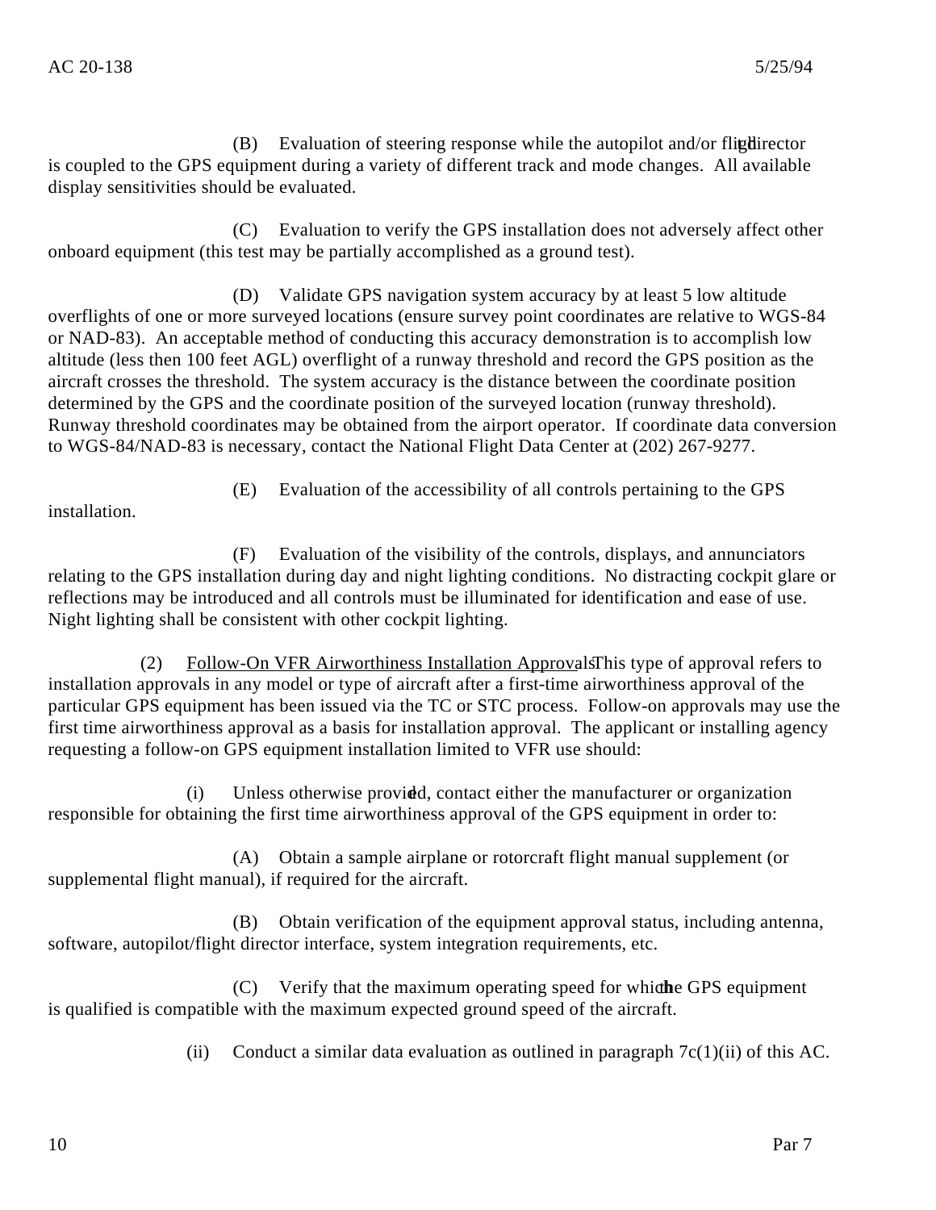(B) Evaluation of steering response while the autopilot and/or flight director is coupled to the GPS equipment during a variety of different track and mode changes. All available display sensitivities should be evaluated.

(C) Evaluation to verify the GPS installation does not adversely affect other onboard equipment (this test may be partially accomplished as a ground test).

(D) Validate GPS navigation system accuracy by at least 5 low altitude overflights of one or more surveyed locations (ensure survey point coordinates are relative to WGS-84 or NAD-83). An acceptable method of conducting this accuracy demonstration is to accomplish low altitude (less then 100 feet AGL) overflight of a runway threshold and record the GPS position as the aircraft crosses the threshold. The system accuracy is the distance between the coordinate position determined by the GPS and the coordinate position of the surveyed location (runway threshold). Runway threshold coordinates may be obtained from the airport operator. If coordinate data conversion to WGS-84/NAD-83 is necessary, contact the National Flight Data Center at (202) 267-9277.

(E) Evaluation of the accessibility of all controls pertaining to the GPS installation.

(F) Evaluation of the visibility of the controls, displays, and annunciators relating to the GPS installation during day and night lighting conditions. No distracting cockpit glare or reflections may be introduced and all controls must be illuminated for identification and ease of use. Night lighting shall be consistent with other cockpit lighting.

(2) <u>Follow-On VFR Airworthiness Installation Approvals</u>. This type of approval refers to installation approvals in any model or type of aircraft after a first-time airworthiness approval of the particular GPS equipment has been issued via the TC or STC process. Follow-on approvals may use the first time airworthiness approval as a basis for installation approval. The applicant or installing agency requesting a follow-on GPS equipment installation limited to VFR use should:

(i) Unless otherwise provided, contact either the manufacturer or organization responsible for obtaining the first time airworthiness approval of the GPS equipment in order to:

(A) Obtain a sample airplane or rotorcraft flight manual supplement (or supplemental flight manual), if required for the aircraft.

(B) Obtain verification of the equipment approval status, including antenna, software, autopilot/flight director interface, system integration requirements, etc.

(C) Verify that the maximum operating speed for which the GPS equipment is qualified is compatible with the maximum expected ground speed of the aircraft.

(ii) Conduct a similar data evaluation as outlined in paragraph 7c(1)(ii) of this AC.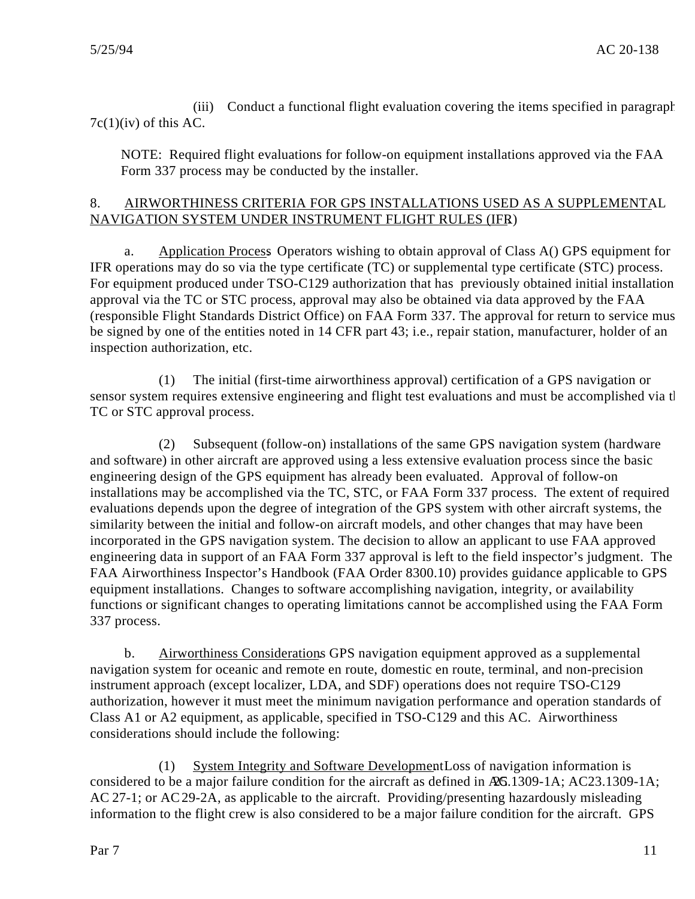(iii) Conduct a functional flight evaluation covering the items specified in paragraph 7c(1)(iv) of this AC.

NOTE: Required flight evaluations for follow-on equipment installations approved via the FAA Form 337 process may be conducted by the installer.

## 8. AIRWORTHINESS CRITERIA FOR GPS INSTALLATIONS USED AS A SUPPLEMENTAL NAVIGATION SYSTEM UNDER INSTRUMENT FLIGHT RULES (IFR)

a. Application Process. Operators wishing to obtain approval of Class A() GPS equipment for IFR operations may do so via the type certificate (TC) or supplemental type certificate (STC) process. For equipment produced under TSO-C129 authorization that has previously obtained initial installation approval via the TC or STC process, approval may also be obtained via data approved by the FAA (responsible Flight Standards District Office) on FAA Form 337. The approval for return to service must be signed by one of the entities noted in 14 CFR part 43; i.e., repair station, manufacturer, holder of an inspection authorization, etc.

(1) The initial (first-time airworthiness approval) certification of a GPS navigation or sensor system requires extensive engineering and flight test evaluations and must be accomplished via the TC or STC approval process.

(2) Subsequent (follow-on) installations of the same GPS navigation system (hardware and software) in other aircraft are approved using a less extensive evaluation process since the basic engineering design of the GPS equipment has already been evaluated. Approval of follow-on installations may be accomplished via the TC, STC, or FAA Form 337 process. The extent of required evaluations depends upon the degree of integration of the GPS system with other aircraft systems, the similarity between the initial and follow-on aircraft models, and other changes that may have been incorporated in the GPS navigation system. The decision to allow an applicant to use FAA approved engineering data in support of an FAA Form 337 approval is left to the field inspector's judgment. The FAA Airworthiness Inspector's Handbook (FAA Order 8300.10) provides guidance applicable to GPS equipment installations. Changes to software accomplishing navigation, integrity, or availability functions or significant changes to operating limitations cannot be accomplished using the FAA Form 337 process.

b. Airworthiness Considerations. GPS navigation equipment approved as a supplemental navigation system for oceanic and remote en route, domestic en route, terminal, and non-precision instrument approach (except localizer, LDA, and SDF) operations does not require TSO-C129 authorization, however it must meet the minimum navigation performance and operation standards of Class A1 or A2 equipment, as applicable, specified in TSO-C129 and this AC. Airworthiness considerations should include the following:

(1) System Integrity and Software Development. Loss of navigation information is considered to be a major failure condition for the aircraft as defined in AC 25.1309-1A; AC 23.1309-1A; AC 27-1; or AC 29-2A, as applicable to the aircraft. Providing/presenting hazardously misleading information to the flight crew is also considered to be a major failure condition for the aircraft. GPS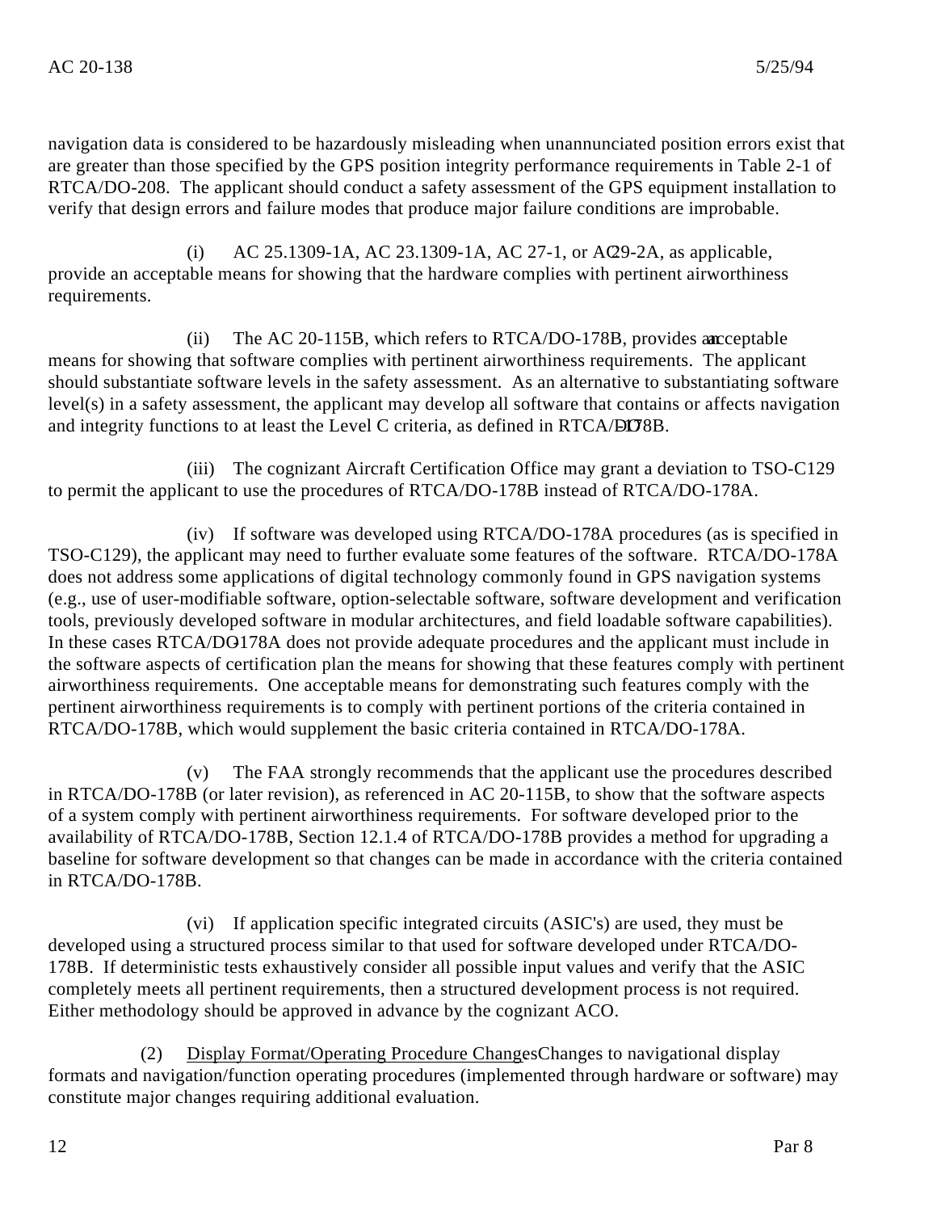navigation data is considered to be hazardously misleading when unannunciated position errors exist that are greater than those specified by the GPS position integrity performance requirements in Table 2-1 of RTCA/DO-208. The applicant should conduct a safety assessment of the GPS equipment installation to verify that design errors and failure modes that produce major failure conditions are improbable.

(i) AC 25.1309-1A, AC 23.1309-1A, AC 27-1, or AC 29-2A, as applicable, provide an acceptable means for showing that the hardware complies with pertinent airworthiness requirements.

(ii) The AC 20-115B, which refers to RTCA/DO-178B, provides an acceptable means for showing that software complies with pertinent airworthiness requirements. The applicant should substantiate software levels in the safety assessment. As an alternative to substantiating software level(s) in a safety assessment, the applicant may develop all software that contains or affects navigation and integrity functions to at least the Level C criteria, as defined in RTCA/DO-178B.

(iii) The cognizant Aircraft Certification Office may grant a deviation to TSO-C129 to permit the applicant to use the procedures of RTCA/DO-178B instead of RTCA/DO-178A.

(iv) If software was developed using RTCA/DO-178A procedures (as is specified in TSO-C129), the applicant may need to further evaluate some features of the software. RTCA/DO-178A does not address some applications of digital technology commonly found in GPS navigation systems (e.g., use of user-modifiable software, option-selectable software, software development and verification tools, previously developed software in modular architectures, and field loadable software capabilities). In these cases RTCA/DO-178A does not provide adequate procedures and the applicant must include in the software aspects of certification plan the means for showing that these features comply with pertinent airworthiness requirements. One acceptable means for demonstrating such features comply with the pertinent airworthiness requirements is to comply with pertinent portions of the criteria contained in RTCA/DO-178B, which would supplement the basic criteria contained in RTCA/DO-178A.

(v) The FAA strongly recommends that the applicant use the procedures described in RTCA/DO-178B (or later revision), as referenced in AC 20-115B, to show that the software aspects of a system comply with pertinent airworthiness requirements. For software developed prior to the availability of RTCA/DO-178B, Section 12.1.4 of RTCA/DO-178B provides a method for upgrading a baseline for software development so that changes can be made in accordance with the criteria contained in RTCA/DO-178B.

(vi) If application specific integrated circuits (ASIC's) are used, they must be developed using a structured process similar to that used for software developed under RTCA/DO-178B. If deterministic tests exhaustively consider all possible input values and verify that the ASIC completely meets all pertinent requirements, then a structured development process is not required. Either methodology should be approved in advance by the cognizant ACO.

(2) <u>Display Format/Operating Procedure Changes</u>. Changes to navigational display formats and navigation/function operating procedures (implemented through hardware or software) may constitute major changes requiring additional evaluation.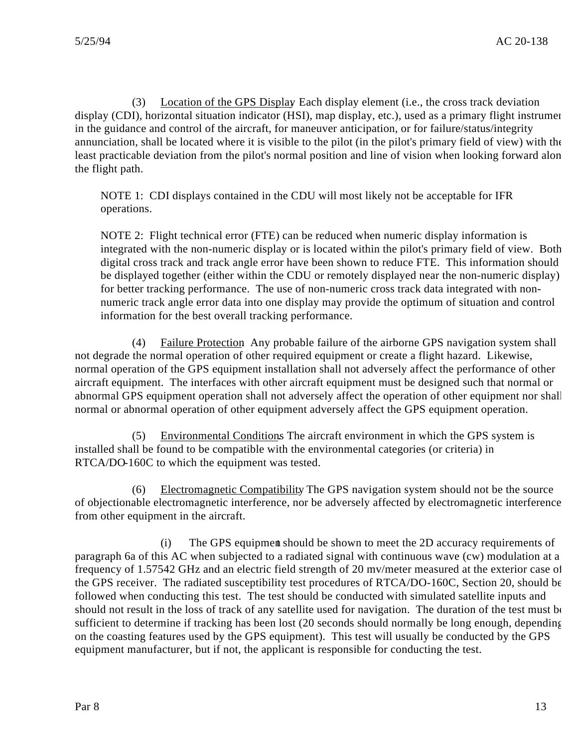(3) Location of the GPS Display. Each display element (i.e., the cross track deviation display (CDI), horizontal situation indicator (HSI), map display, etc.), used as a primary flight instrument in the guidance and control of the aircraft, for maneuver anticipation, or for failure/status/integrity annunciation, shall be located where it is visible to the pilot (in the pilot's primary field of view) with the least practicable deviation from the pilot's normal position and line of vision when looking forward along the flight path.

NOTE 1: CDI displays contained in the CDU will most likely not be acceptable for IFR operations.

NOTE 2: Flight technical error (FTE) can be reduced when numeric display information is integrated with the non-numeric display or is located within the pilot's primary field of view. Both digital cross track and track angle error have been shown to reduce FTE. This information should be displayed together (either within the CDU or remotely displayed near the non-numeric display) for better tracking performance. The use of non-numeric cross track data integrated with non-numeric track angle error data into one display may provide the optimum of situation and control information for the best overall tracking performance.

(4) Failure Protection. Any probable failure of the airborne GPS navigation system shall not degrade the normal operation of other required equipment or create a flight hazard. Likewise, normal operation of the GPS equipment installation shall not adversely affect the performance of other aircraft equipment. The interfaces with other aircraft equipment must be designed such that normal or abnormal GPS equipment operation shall not adversely affect the operation of other equipment nor shall normal or abnormal operation of other equipment adversely affect the GPS equipment operation.

(5) Environmental Conditions. The aircraft environment in which the GPS system is installed shall be found to be compatible with the environmental categories (or criteria) in RTCA/DO-160C to which the equipment was tested.

(6) Electromagnetic Compatibility. The GPS navigation system should not be the source of objectionable electromagnetic interference, nor be adversely affected by electromagnetic interference from other equipment in the aircraft.

(i) The GPS equipment should be shown to meet the 2D accuracy requirements of paragraph 6a of this AC when subjected to a radiated signal with continuous wave (cw) modulation at a frequency of 1.57542 GHz and an electric field strength of 20 mv/meter measured at the exterior case of the GPS receiver. The radiated susceptibility test procedures of RTCA/DO-160C, Section 20, should be followed when conducting this test. The test should be conducted with simulated satellite inputs and should not result in the loss of track of any satellite used for navigation. The duration of the test must be sufficient to determine if tracking has been lost (20 seconds should normally be long enough, depending on the coasting features used by the GPS equipment). This test will usually be conducted by the GPS equipment manufacturer, but if not, the applicant is responsible for conducting the test.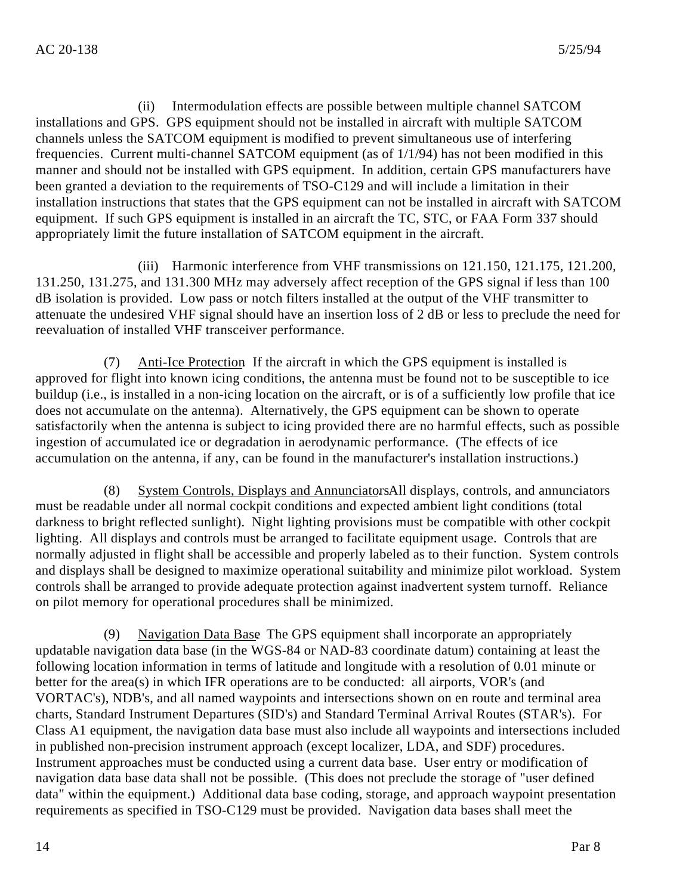(ii) Intermodulation effects are possible between multiple channel SATCOM installations and GPS. GPS equipment should not be installed in aircraft with multiple SATCOM channels unless the SATCOM equipment is modified to prevent simultaneous use of interfering frequencies. Current multi-channel SATCOM equipment (as of 1/1/94) has not been modified in this manner and should not be installed with GPS equipment. In addition, certain GPS manufacturers have been granted a deviation to the requirements of TSO-C129 and will include a limitation in their installation instructions that states that the GPS equipment can not be installed in aircraft with SATCOM equipment. If such GPS equipment is installed in an aircraft the TC, STC, or FAA Form 337 should appropriately limit the future installation of SATCOM equipment in the aircraft.

(iii) Harmonic interference from VHF transmissions on 121.150, 121.175, 121.200, 131.250, 131.275, and 131.300 MHz may adversely affect reception of the GPS signal if less than 100 dB isolation is provided. Low pass or notch filters installed at the output of the VHF transmitter to attenuate the undesired VHF signal should have an insertion loss of 2 dB or less to preclude the need for reevaluation of installed VHF transceiver performance.

(7) Anti-Ice Protection. If the aircraft in which the GPS equipment is installed is approved for flight into known icing conditions, the antenna must be found not to be susceptible to ice buildup (i.e., is installed in a non-icing location on the aircraft, or is of a sufficiently low profile that ice does not accumulate on the antenna). Alternatively, the GPS equipment can be shown to operate satisfactorily when the antenna is subject to icing provided there are no harmful effects, such as possible ingestion of accumulated ice or degradation in aerodynamic performance. (The effects of ice accumulation on the antenna, if any, can be found in the manufacturer's installation instructions.)

(8) System Controls, Displays and Annunciators. All displays, controls, and annunciators must be readable under all normal cockpit conditions and expected ambient light conditions (total darkness to bright reflected sunlight). Night lighting provisions must be compatible with other cockpit lighting. All displays and controls must be arranged to facilitate equipment usage. Controls that are normally adjusted in flight shall be accessible and properly labeled as to their function. System controls and displays shall be designed to maximize operational suitability and minimize pilot workload. System controls shall be arranged to provide adequate protection against inadvertent system turnoff. Reliance on pilot memory for operational procedures shall be minimized.

(9) Navigation Data Base. The GPS equipment shall incorporate an appropriately updatable navigation data base (in the WGS-84 or NAD-83 coordinate datum) containing at least the following location information in terms of latitude and longitude with a resolution of 0.01 minute or better for the area(s) in which IFR operations are to be conducted: all airports, VOR's (and VORTAC's), NDB's, and all named waypoints and intersections shown on en route and terminal area charts, Standard Instrument Departures (SID's) and Standard Terminal Arrival Routes (STAR's). For Class A1 equipment, the navigation data base must also include all waypoints and intersections included in published non-precision instrument approach (except localizer, LDA, and SDF) procedures. Instrument approaches must be conducted using a current data base. User entry or modification of navigation data base data shall not be possible. (This does not preclude the storage of "user defined data" within the equipment.) Additional data base coding, storage, and approach waypoint presentation requirements as specified in TSO-C129 must be provided. Navigation data bases shall meet the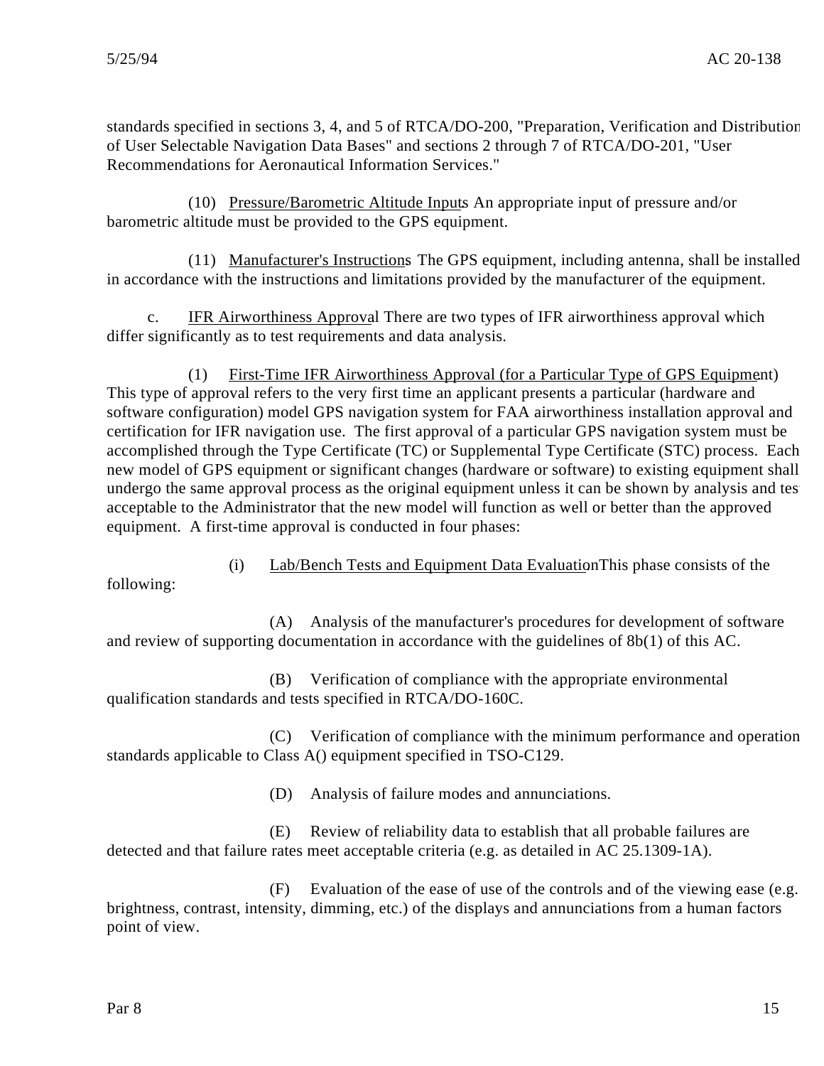standards specified in sections 3, 4, and 5 of RTCA/DO-200, "Preparation, Verification and Distribution of User Selectable Navigation Data Bases" and sections 2 through 7 of RTCA/DO-201, "User Recommendations for Aeronautical Information Services."

(10) Pressure/Barometric Altitude Inputs. An appropriate input of pressure and/or barometric altitude must be provided to the GPS equipment.

(11) Manufacturer's Instructions. The GPS equipment, including antenna, shall be installed in accordance with the instructions and limitations provided by the manufacturer of the equipment.

c. IFR Airworthiness Approval. There are two types of IFR airworthiness approval which differ significantly as to test requirements and data analysis.

(1) First-Time IFR Airworthiness Approval (for a Particular Type of GPS Equipment). This type of approval refers to the very first time an applicant presents a particular (hardware and software configuration) model GPS navigation system for FAA airworthiness installation approval and certification for IFR navigation use. The first approval of a particular GPS navigation system must be accomplished through the Type Certificate (TC) or Supplemental Type Certificate (STC) process. Each new model of GPS equipment or significant changes (hardware or software) to existing equipment shall undergo the same approval process as the original equipment unless it can be shown by analysis and test acceptable to the Administrator that the new model will function as well or better than the approved equipment. A first-time approval is conducted in four phases:

(i) Lab/Bench Tests and Equipment Data Evaluation. This phase consists of the following:

(A) Analysis of the manufacturer's procedures for development of software and review of supporting documentation in accordance with the guidelines of 8b(1) of this AC.

(B) Verification of compliance with the appropriate environmental qualification standards and tests specified in RTCA/DO-160C.

(C) Verification of compliance with the minimum performance and operation standards applicable to Class A() equipment specified in TSO-C129.

(D) Analysis of failure modes and annunciations.

(E) Review of reliability data to establish that all probable failures are detected and that failure rates meet acceptable criteria (e.g. as detailed in AC 25.1309-1A).

(F) Evaluation of the ease of use of the controls and of the viewing ease (e.g. brightness, contrast, intensity, dimming, etc.) of the displays and annunciations from a human factors point of view.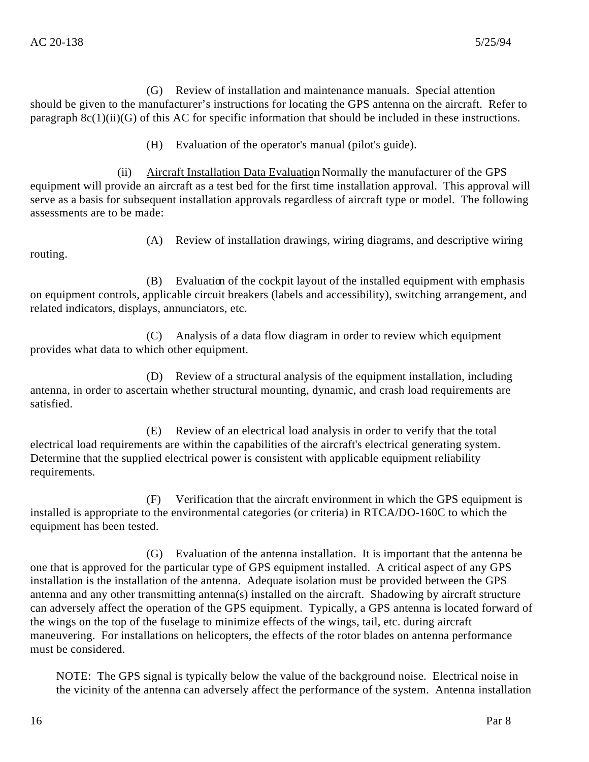(G) Review of installation and maintenance manuals. Special attention should be given to the manufacturer's instructions for locating the GPS antenna on the aircraft. Refer to paragraph 8c(1)(ii)(G) of this AC for specific information that should be included in these instructions.

(H) Evaluation of the operator's manual (pilot's guide).

(ii) Aircraft Installation Data Evaluation. Normally the manufacturer of the GPS equipment will provide an aircraft as a test bed for the first time installation approval. This approval will serve as a basis for subsequent installation approvals regardless of aircraft type or model. The following assessments are to be made:

(A) Review of installation drawings, wiring diagrams, and descriptive wiring routing.

(B) Evaluation of the cockpit layout of the installed equipment with emphasis on equipment controls, applicable circuit breakers (labels and accessibility), switching arrangement, and related indicators, displays, annunciators, etc.

(C) Analysis of a data flow diagram in order to review which equipment provides what data to which other equipment.

(D) Review of a structural analysis of the equipment installation, including antenna, in order to ascertain whether structural mounting, dynamic, and crash load requirements are satisfied.

(E) Review of an electrical load analysis in order to verify that the total electrical load requirements are within the capabilities of the aircraft's electrical generating system. Determine that the supplied electrical power is consistent with applicable equipment reliability requirements.

(F) Verification that the aircraft environment in which the GPS equipment is installed is appropriate to the environmental categories (or criteria) in RTCA/DO-160C to which the equipment has been tested.

(G) Evaluation of the antenna installation. It is important that the antenna be one that is approved for the particular type of GPS equipment installed. A critical aspect of any GPS installation is the installation of the antenna. Adequate isolation must be provided between the GPS antenna and any other transmitting antenna(s) installed on the aircraft. Shadowing by aircraft structure can adversely affect the operation of the GPS equipment. Typically, a GPS antenna is located forward of the wings on the top of the fuselage to minimize effects of the wings, tail, etc. during aircraft maneuvering. For installations on helicopters, the effects of the rotor blades on antenna performance must be considered.

NOTE: The GPS signal is typically below the value of the background noise. Electrical noise in the vicinity of the antenna can adversely affect the performance of the system. Antenna installation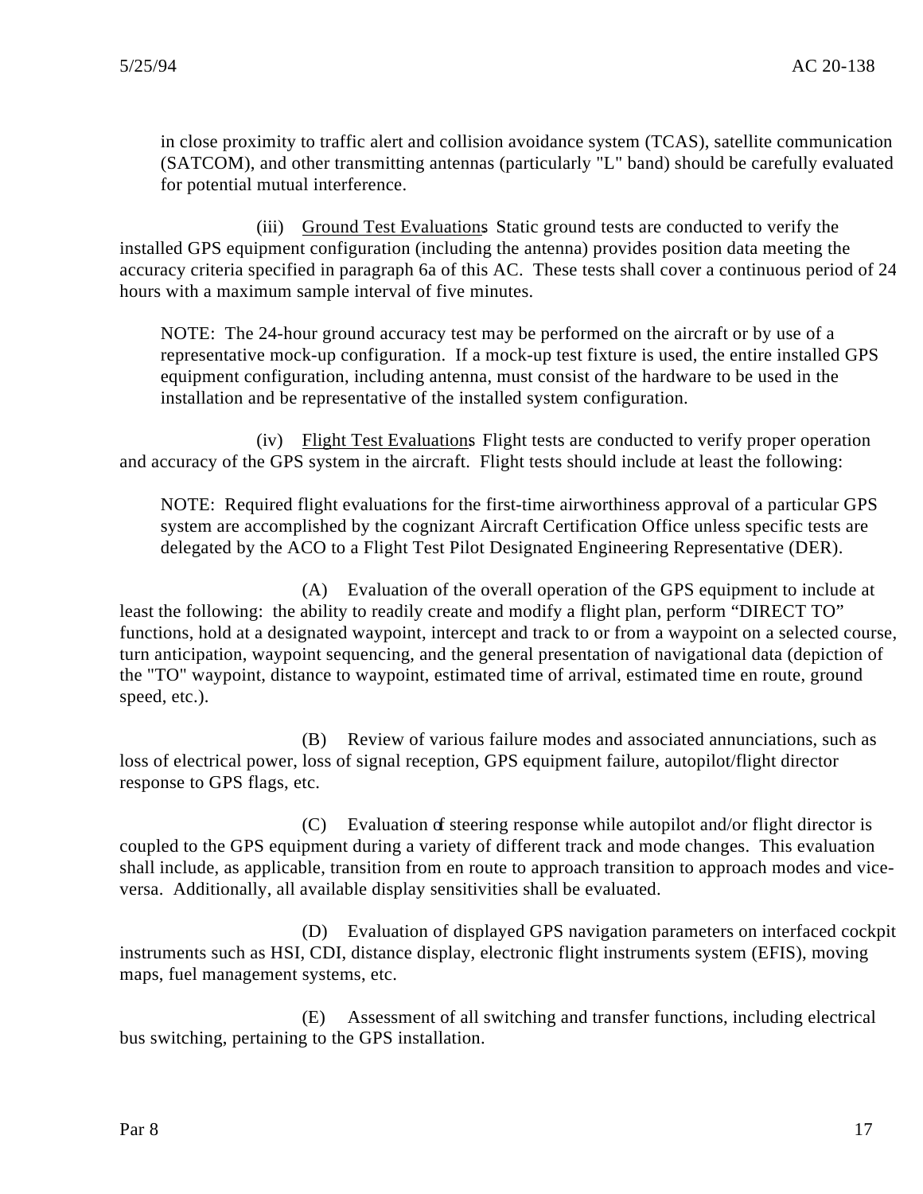in close proximity to traffic alert and collision avoidance system (TCAS), satellite communication (SATCOM), and other transmitting antennas (particularly "L" band) should be carefully evaluated for potential mutual interference.

(iii) Ground Test Evaluations. Static ground tests are conducted to verify the installed GPS equipment configuration (including the antenna) provides position data meeting the accuracy criteria specified in paragraph 6a of this AC. These tests shall cover a continuous period of 24 hours with a maximum sample interval of five minutes.

NOTE: The 24-hour ground accuracy test may be performed on the aircraft or by use of a representative mock-up configuration. If a mock-up test fixture is used, the entire installed GPS equipment configuration, including antenna, must consist of the hardware to be used in the installation and be representative of the installed system configuration.

(iv) Flight Test Evaluations. Flight tests are conducted to verify proper operation and accuracy of the GPS system in the aircraft. Flight tests should include at least the following:

NOTE: Required flight evaluations for the first-time airworthiness approval of a particular GPS system are accomplished by the cognizant Aircraft Certification Office unless specific tests are delegated by the ACO to a Flight Test Pilot Designated Engineering Representative (DER).

(A) Evaluation of the overall operation of the GPS equipment to include at least the following: the ability to readily create and modify a flight plan, perform "DIRECT TO" functions, hold at a designated waypoint, intercept and track to or from a waypoint on a selected course, turn anticipation, waypoint sequencing, and the general presentation of navigational data (depiction of the "TO" waypoint, distance to waypoint, estimated time of arrival, estimated time en route, ground speed, etc.).

(B) Review of various failure modes and associated annunciations, such as loss of electrical power, loss of signal reception, GPS equipment failure, autopilot/flight director response to GPS flags, etc.

(C) Evaluation of steering response while autopilot and/or flight director is coupled to the GPS equipment during a variety of different track and mode changes. This evaluation shall include, as applicable, transition from en route to approach transition to approach modes and vice-versa. Additionally, all available display sensitivities shall be evaluated.

(D) Evaluation of displayed GPS navigation parameters on interfaced cockpit instruments such as HSI, CDI, distance display, electronic flight instruments system (EFIS), moving maps, fuel management systems, etc.

(E) Assessment of all switching and transfer functions, including electrical bus switching, pertaining to the GPS installation.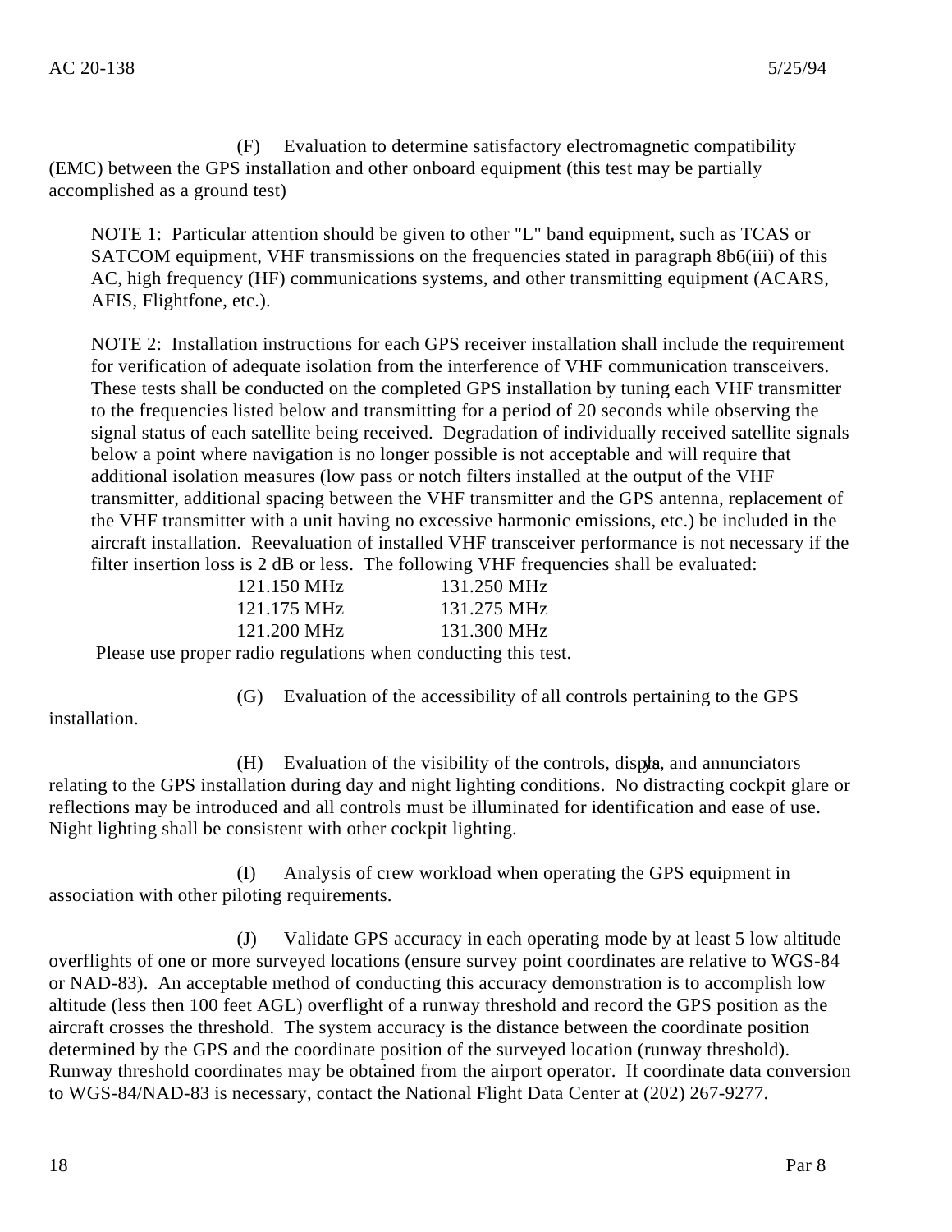(F) Evaluation to determine satisfactory electromagnetic compatibility (EMC) between the GPS installation and other onboard equipment (this test may be partially accomplished as a ground test)

NOTE 1: Particular attention should be given to other "L" band equipment, such as TCAS or SATCOM equipment, VHF transmissions on the frequencies stated in paragraph 8b6(iii) of this AC, high frequency (HF) communications systems, and other transmitting equipment (ACARS, AFIS, Flightfone, etc.).

NOTE 2: Installation instructions for each GPS receiver installation shall include the requirement for verification of adequate isolation from the interference of VHF communication transceivers. These tests shall be conducted on the completed GPS installation by tuning each VHF transmitter to the frequencies listed below and transmitting for a period of 20 seconds while observing the signal status of each satellite being received. Degradation of individually received satellite signals below a point where navigation is no longer possible is not acceptable and will require that additional isolation measures (low pass or notch filters installed at the output of the VHF transmitter, additional spacing between the VHF transmitter and the GPS antenna, replacement of the VHF transmitter with a unit having no excessive harmonic emissions, etc.) be included in the aircraft installation. Reevaluation of installed VHF transceiver performance is not necessary if the filter insertion loss is 2 dB or less. The following VHF frequencies shall be evaluated:

| | |
|---|---|
| 121.150 MHz | 131.250 MHz |
| 121.175 MHz | 131.275 MHz |
| 121.200 MHz | 131.300 MHz |

Please use proper radio regulations when conducting this test.

(G) Evaluation of the accessibility of all controls pertaining to the GPS installation.

(H) Evaluation of the visibility of the controls, displays, and annunciators relating to the GPS installation during day and night lighting conditions. No distracting cockpit glare or reflections may be introduced and all controls must be illuminated for identification and ease of use. Night lighting shall be consistent with other cockpit lighting.

(I) Analysis of crew workload when operating the GPS equipment in association with other piloting requirements.

(J) Validate GPS accuracy in each operating mode by at least 5 low altitude overflights of one or more surveyed locations (ensure survey point coordinates are relative to WGS-84 or NAD-83). An acceptable method of conducting this accuracy demonstration is to accomplish low altitude (less then 100 feet AGL) overflight of a runway threshold and record the GPS position as the aircraft crosses the threshold. The system accuracy is the distance between the coordinate position determined by the GPS and the coordinate position of the surveyed location (runway threshold). Runway threshold coordinates may be obtained from the airport operator. If coordinate data conversion to WGS-84/NAD-83 is necessary, contact the National Flight Data Center at (202) 267-9277.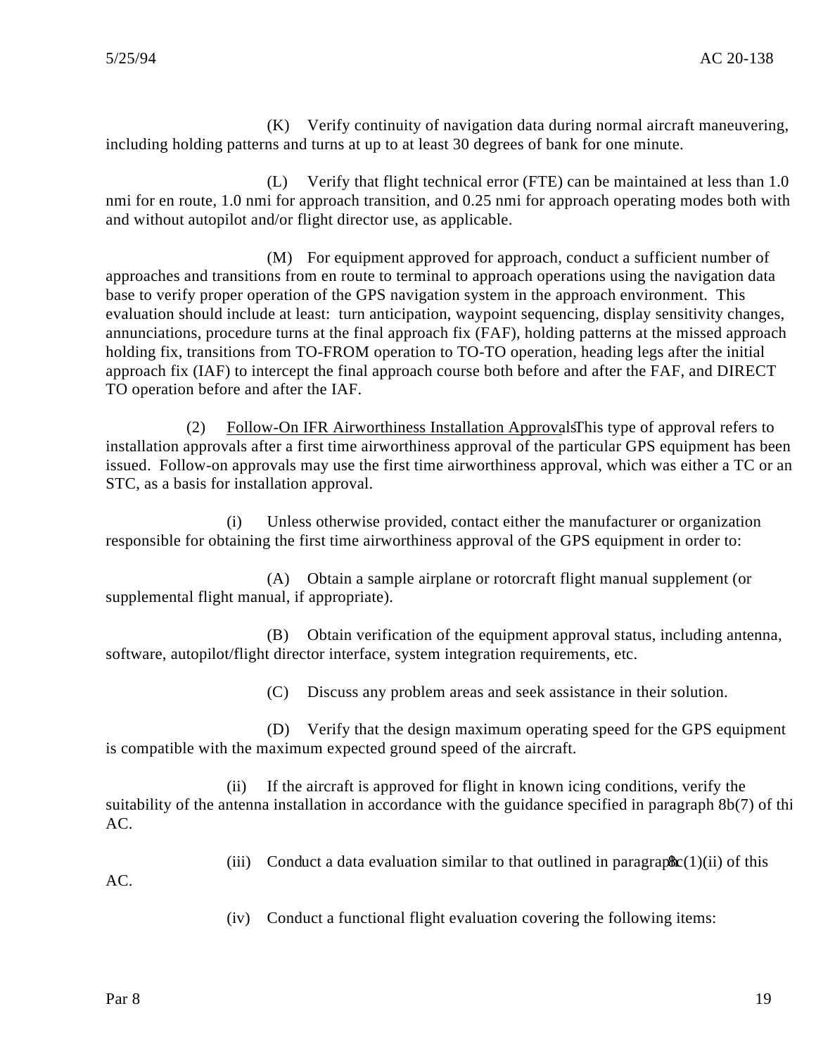(K) Verify continuity of navigation data during normal aircraft maneuvering, including holding patterns and turns at up to at least 30 degrees of bank for one minute.

(L) Verify that flight technical error (FTE) can be maintained at less than 1.0 nmi for en route, 1.0 nmi for approach transition, and 0.25 nmi for approach operating modes both with and without autopilot and/or flight director use, as applicable.

(M) For equipment approved for approach, conduct a sufficient number of approaches and transitions from en route to terminal to approach operations using the navigation data base to verify proper operation of the GPS navigation system in the approach environment. This evaluation should include at least: turn anticipation, waypoint sequencing, display sensitivity changes, annunciations, procedure turns at the final approach fix (FAF), holding patterns at the missed approach holding fix, transitions from TO-FROM operation to TO-TO operation, heading legs after the initial approach fix (IAF) to intercept the final approach course both before and after the FAF, and DIRECT TO operation before and after the IAF.

(2) Follow-On IFR Airworthiness Installation Approvals. This type of approval refers to installation approvals after a first time airworthiness approval of the particular GPS equipment has been issued. Follow-on approvals may use the first time airworthiness approval, which was either a TC or an STC, as a basis for installation approval.

(i) Unless otherwise provided, contact either the manufacturer or organization responsible for obtaining the first time airworthiness approval of the GPS equipment in order to:

(A) Obtain a sample airplane or rotorcraft flight manual supplement (or supplemental flight manual, if appropriate).

(B) Obtain verification of the equipment approval status, including antenna, software, autopilot/flight director interface, system integration requirements, etc.

(C) Discuss any problem areas and seek assistance in their solution.

(D) Verify that the design maximum operating speed for the GPS equipment is compatible with the maximum expected ground speed of the aircraft.

(ii) If the aircraft is approved for flight in known icing conditions, verify the suitability of the antenna installation in accordance with the guidance specified in paragraph 8b(7) of this AC.

(iii) Conduct a data evaluation similar to that outlined in paragraph 8c(1)(ii) of this AC.

(iv) Conduct a functional flight evaluation covering the following items: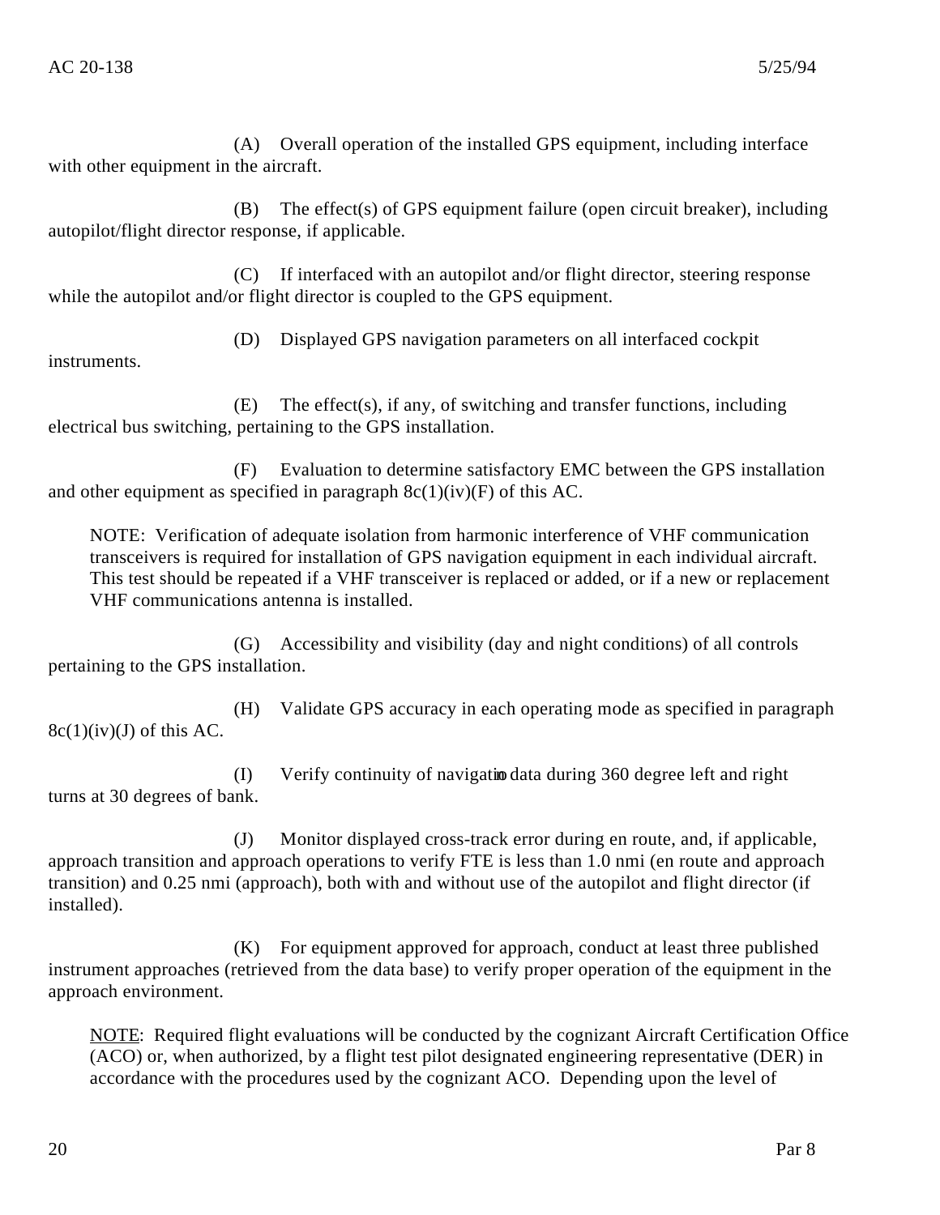(A) Overall operation of the installed GPS equipment, including interface with other equipment in the aircraft.

(B) The effect(s) of GPS equipment failure (open circuit breaker), including autopilot/flight director response, if applicable.

(C) If interfaced with an autopilot and/or flight director, steering response while the autopilot and/or flight director is coupled to the GPS equipment.

(D) Displayed GPS navigation parameters on all interfaced cockpit instruments.

(E) The effect(s), if any, of switching and transfer functions, including electrical bus switching, pertaining to the GPS installation.

(F) Evaluation to determine satisfactory EMC between the GPS installation and other equipment as specified in paragraph 8c(1)(iv)(F) of this AC.

NOTE: Verification of adequate isolation from harmonic interference of VHF communication transceivers is required for installation of GPS navigation equipment in each individual aircraft. This test should be repeated if a VHF transceiver is replaced or added, or if a new or replacement VHF communications antenna is installed.

(G) Accessibility and visibility (day and night conditions) of all controls pertaining to the GPS installation.

(H) Validate GPS accuracy in each operating mode as specified in paragraph 8c(1)(iv)(J) of this AC.

(I) Verify continuity of navigation data during 360 degree left and right turns at 30 degrees of bank.

(J) Monitor displayed cross-track error during en route, and, if applicable, approach transition and approach operations to verify FTE is less than 1.0 nmi (en route and approach transition) and 0.25 nmi (approach), both with and without use of the autopilot and flight director (if installed).

(K) For equipment approved for approach, conduct at least three published instrument approaches (retrieved from the data base) to verify proper operation of the equipment in the approach environment.

NOTE: Required flight evaluations will be conducted by the cognizant Aircraft Certification Office (ACO) or, when authorized, by a flight test pilot designated engineering representative (DER) in accordance with the procedures used by the cognizant ACO. Depending upon the level of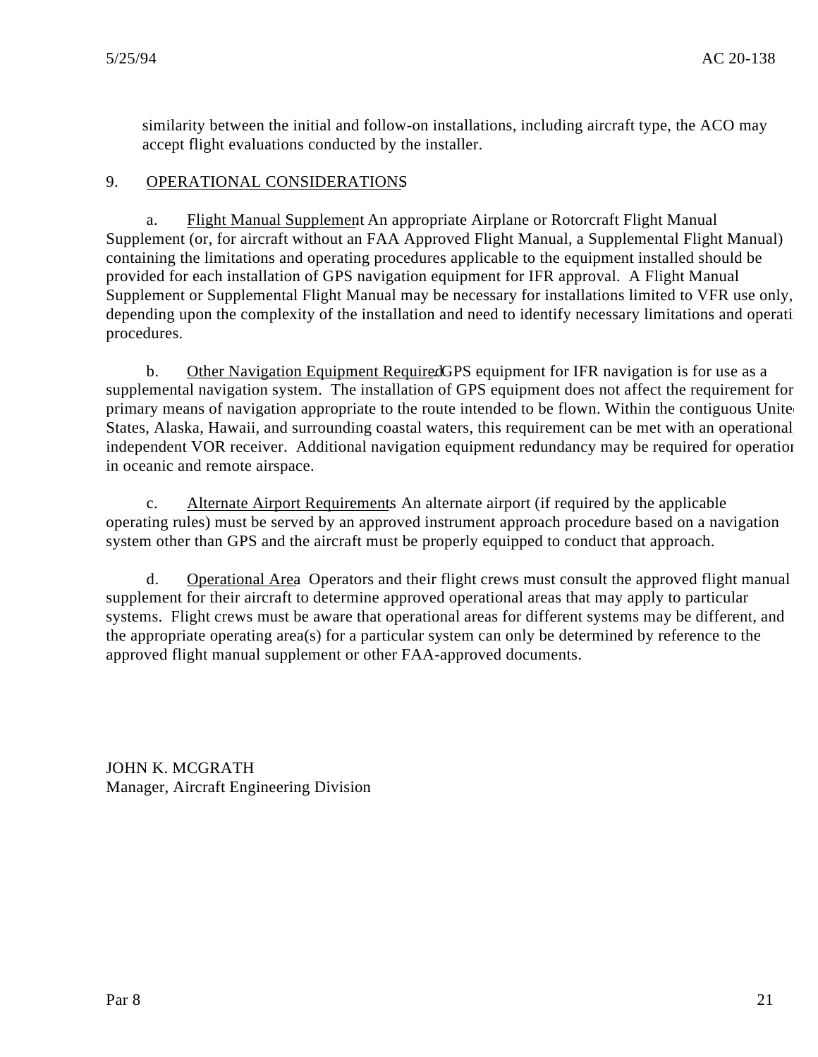similarity between the initial and follow-on installations, including aircraft type, the ACO may accept flight evaluations conducted by the installer.

## 9. OPERATIONAL CONSIDERATIONS.

a. Flight Manual Supplement. An appropriate Airplane or Rotorcraft Flight Manual Supplement (or, for aircraft without an FAA Approved Flight Manual, a Supplemental Flight Manual) containing the limitations and operating procedures applicable to the equipment installed should be provided for each installation of GPS navigation equipment for IFR approval. A Flight Manual Supplement or Supplemental Flight Manual may be necessary for installations limited to VFR use only, depending upon the complexity of the installation and need to identify necessary limitations and operating procedures.

b. Other Navigation Equipment Required. GPS equipment for IFR navigation is for use as a supplemental navigation system. The installation of GPS equipment does not affect the requirement for primary means of navigation appropriate to the route intended to be flown. Within the contiguous United States, Alaska, Hawaii, and surrounding coastal waters, this requirement can be met with an operational, independent VOR receiver. Additional navigation equipment redundancy may be required for operation in oceanic and remote airspace.

c. Alternate Airport Requirements. An alternate airport (if required by the applicable operating rules) must be served by an approved instrument approach procedure based on a navigation system other than GPS and the aircraft must be properly equipped to conduct that approach.

d. Operational Area. Operators and their flight crews must consult the approved flight manual supplement for their aircraft to determine approved operational areas that may apply to particular systems. Flight crews must be aware that operational areas for different systems may be different, and the appropriate operating area(s) for a particular system can only be determined by reference to the approved flight manual supplement or other FAA-approved documents.

JOHN K. MCGRATH
Manager, Aircraft Engineering Division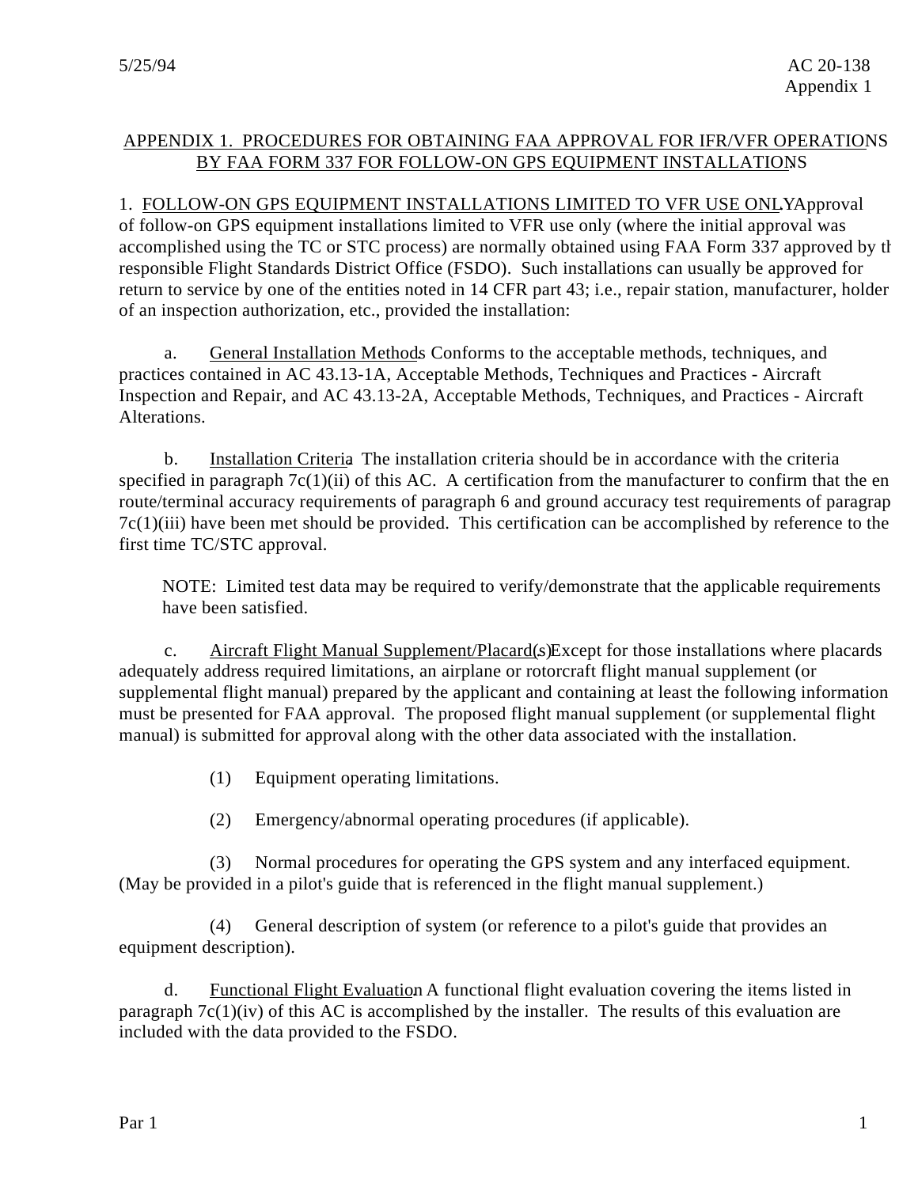## APPENDIX 1. PROCEDURES FOR OBTAINING FAA APPROVAL FOR IFR/VFR OPERATIONS BY FAA FORM 337 FOR FOLLOW-ON GPS EQUIPMENT INSTALLATIONS

1. FOLLOW-ON GPS EQUIPMENT INSTALLATIONS LIMITED TO VFR USE ONLY. Approval of follow-on GPS equipment installations limited to VFR use only (where the initial approval was accomplished using the TC or STC process) are normally obtained using FAA Form 337 approved by the responsible Flight Standards District Office (FSDO). Such installations can usually be approved for return to service by one of the entities noted in 14 CFR part 43; i.e., repair station, manufacturer, holder of an inspection authorization, etc., provided the installation:

a. General Installation Methods. Conforms to the acceptable methods, techniques, and practices contained in AC 43.13-1A, Acceptable Methods, Techniques and Practices - Aircraft Inspection and Repair, and AC 43.13-2A, Acceptable Methods, Techniques, and Practices - Aircraft Alterations.

b. Installation Criteria. The installation criteria should be in accordance with the criteria specified in paragraph 7c(1)(ii) of this AC. A certification from the manufacturer to confirm that the en route/terminal accuracy requirements of paragraph 6 and ground accuracy test requirements of paragraph 7c(1)(iii) have been met should be provided. This certification can be accomplished by reference to the first time TC/STC approval.

> NOTE: Limited test data may be required to verify/demonstrate that the applicable requirements have been satisfied.

c. Aircraft Flight Manual Supplement/Placard(s). Except for those installations where placards adequately address required limitations, an airplane or rotorcraft flight manual supplement (or supplemental flight manual) prepared by the applicant and containing at least the following information must be presented for FAA approval. The proposed flight manual supplement (or supplemental flight manual) is submitted for approval along with the other data associated with the installation.

(1) Equipment operating limitations.

(2) Emergency/abnormal operating procedures (if applicable).

(3) Normal procedures for operating the GPS system and any interfaced equipment. (May be provided in a pilot's guide that is referenced in the flight manual supplement.)

(4) General description of system (or reference to a pilot's guide that provides an equipment description).

d. Functional Flight Evaluation. A functional flight evaluation covering the items listed in paragraph 7c(1)(iv) of this AC is accomplished by the installer. The results of this evaluation are included with the data provided to the FSDO.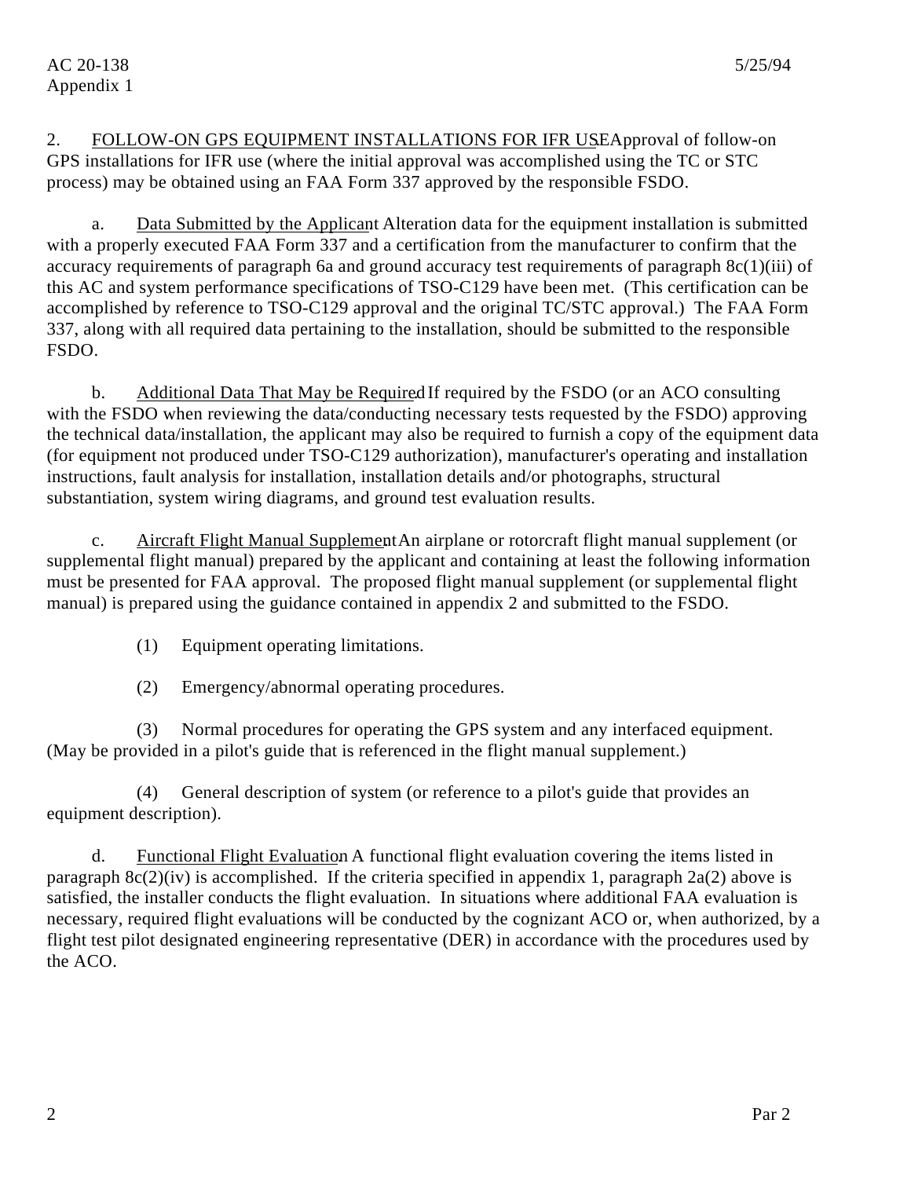2. <u>FOLLOW-ON GPS EQUIPMENT INSTALLATIONS FOR IFR USE</u>. Approval of follow-on GPS installations for IFR use (where the initial approval was accomplished using the TC or STC process) may be obtained using an FAA Form 337 approved by the responsible FSDO.

a. <u>Data Submitted by the Applicant</u>. Alteration data for the equipment installation is submitted with a properly executed FAA Form 337 and a certification from the manufacturer to confirm that the accuracy requirements of paragraph 6a and ground accuracy test requirements of paragraph 8c(1)(iii) of this AC and system performance specifications of TSO-C129 have been met. (This certification can be accomplished by reference to TSO-C129 approval and the original TC/STC approval.) The FAA Form 337, along with all required data pertaining to the installation, should be submitted to the responsible FSDO.

b. <u>Additional Data That May be Required</u>. If required by the FSDO (or an ACO consulting with the FSDO when reviewing the data/conducting necessary tests requested by the FSDO) approving the technical data/installation, the applicant may also be required to furnish a copy of the equipment data (for equipment not produced under TSO-C129 authorization), manufacturer's operating and installation instructions, fault analysis for installation, installation details and/or photographs, structural substantiation, system wiring diagrams, and ground test evaluation results.

c. <u>Aircraft Flight Manual Supplement</u>. An airplane or rotorcraft flight manual supplement (or supplemental flight manual) prepared by the applicant and containing at least the following information must be presented for FAA approval. The proposed flight manual supplement (or supplemental flight manual) is prepared using the guidance contained in appendix 2 and submitted to the FSDO.

(1) Equipment operating limitations.

(2) Emergency/abnormal operating procedures.

(3) Normal procedures for operating the GPS system and any interfaced equipment. (May be provided in a pilot's guide that is referenced in the flight manual supplement.)

(4) General description of system (or reference to a pilot's guide that provides an equipment description).

d. <u>Functional Flight Evaluation</u>. A functional flight evaluation covering the items listed in paragraph 8c(2)(iv) is accomplished. If the criteria specified in appendix 1, paragraph 2a(2) above is satisfied, the installer conducts the flight evaluation. In situations where additional FAA evaluation is necessary, required flight evaluations will be conducted by the cognizant ACO or, when authorized, by a flight test pilot designated engineering representative (DER) in accordance with the procedures used by the ACO.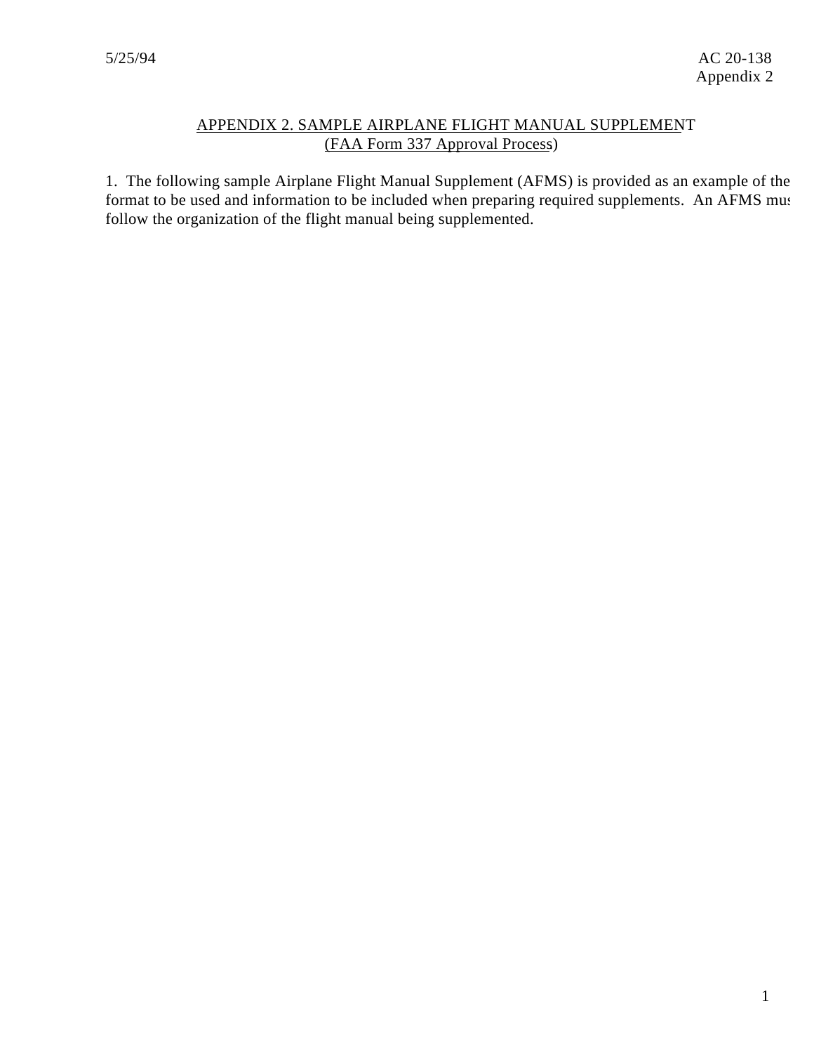## APPENDIX 2. SAMPLE AIRPLANE FLIGHT MANUAL SUPPLEMENT (FAA Form 337 Approval Process)

1. The following sample Airplane Flight Manual Supplement (AFMS) is provided as an example of the format to be used and information to be included when preparing required supplements. An AFMS must follow the organization of the flight manual being supplemented.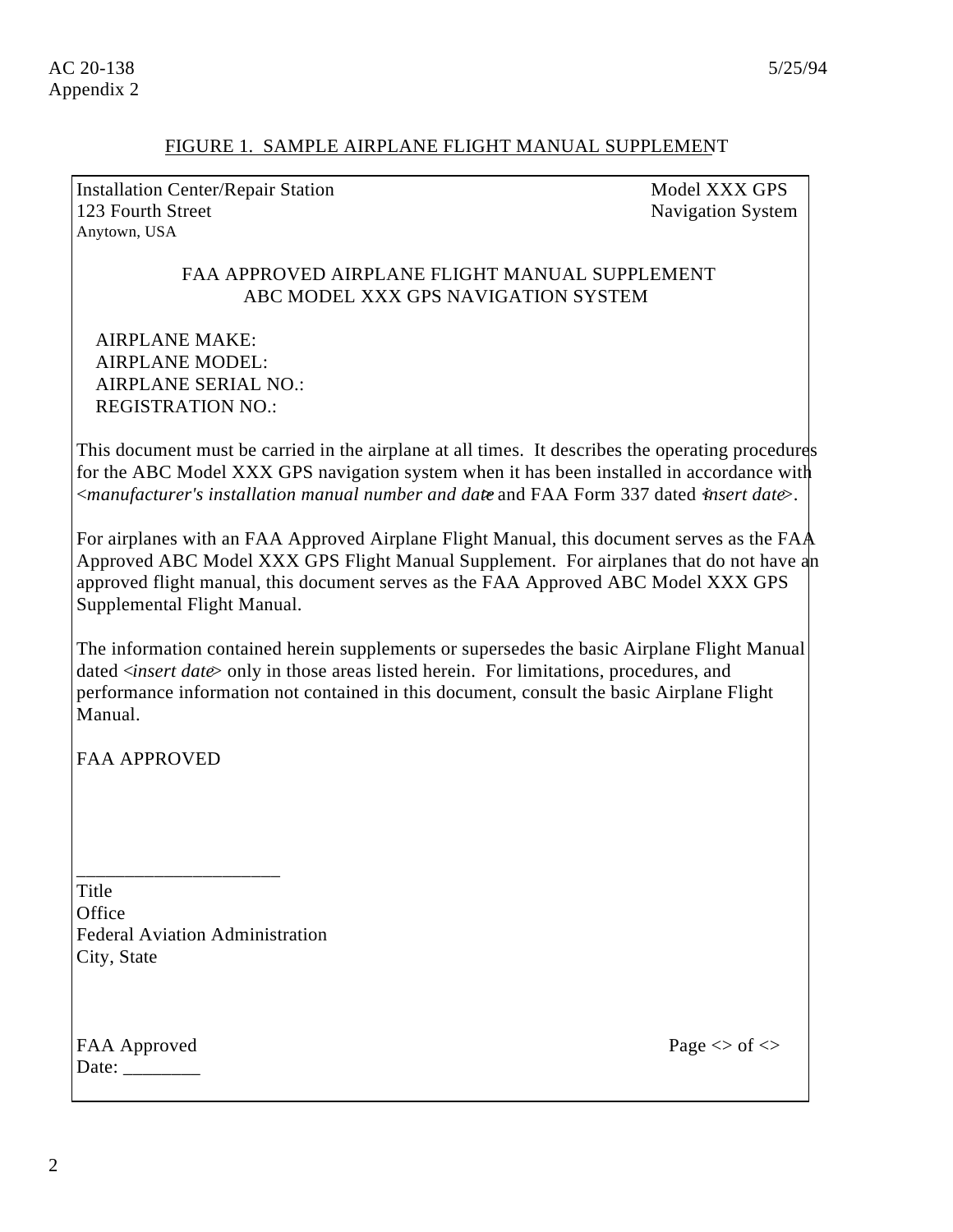FIGURE 1. SAMPLE AIRPLANE FLIGHT MANUAL SUPPLEMENT

Installation Center/Repair Station
123 Fourth Street
Anytown, USA

Model XXX GPS
Navigation System

FAA APPROVED AIRPLANE FLIGHT MANUAL SUPPLEMENT
ABC MODEL XXX GPS NAVIGATION SYSTEM

AIRPLANE MAKE:
AIRPLANE MODEL:
AIRPLANE SERIAL NO.:
REGISTRATION NO.:

This document must be carried in the airplane at all times. It describes the operating procedures for the ABC Model XXX GPS navigation system when it has been installed in accordance with <*manufacturer's installation manual number and date*> and FAA Form 337 dated <*insert date*>.

For airplanes with an FAA Approved Airplane Flight Manual, this document serves as the FAA Approved ABC Model XXX GPS Flight Manual Supplement. For airplanes that do not have an approved flight manual, this document serves as the FAA Approved ABC Model XXX GPS Supplemental Flight Manual.

The information contained herein supplements or supersedes the basic Airplane Flight Manual dated <*insert date*> only in those areas listed herein. For limitations, procedures, and performance information not contained in this document, consult the basic Airplane Flight Manual.

FAA APPROVED

_____________________
Title
Office
Federal Aviation Administration
City, State

FAA Approved
Date: ________

Page <> of <>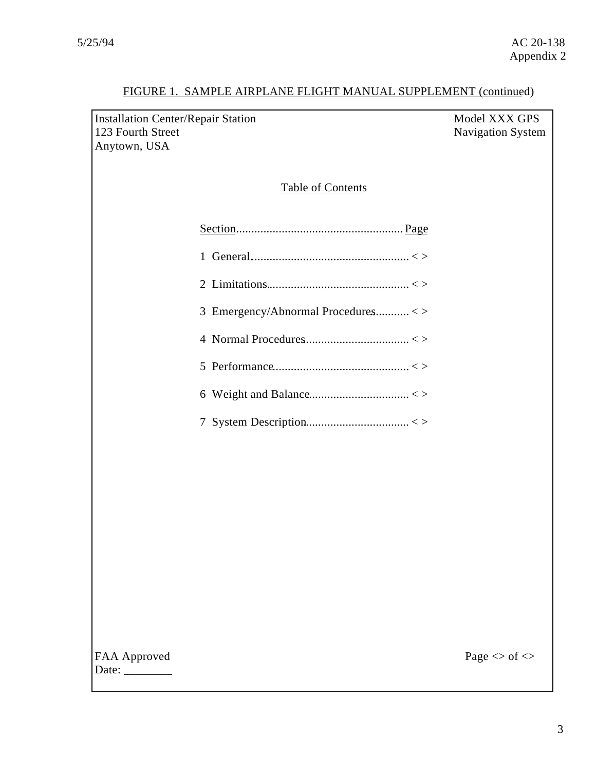FIGURE 1. SAMPLE AIRPLANE FLIGHT MANUAL SUPPLEMENT (continued)

Installation Center/Repair Station
123 Fourth Street
Anytown, USA

Model XXX GPS
Navigation System

Table of Contents

| Section | Page |
|---|---|
| 1 General | < > |
| 2 Limitations | < > |
| 3 Emergency/Abnormal Procedures | < > |
| 4 Normal Procedures | < > |
| 5 Performance | < > |
| 6 Weight and Balance | < > |
| 7 System Description | < > |

FAA Approved
Date: ________

Page <> of <>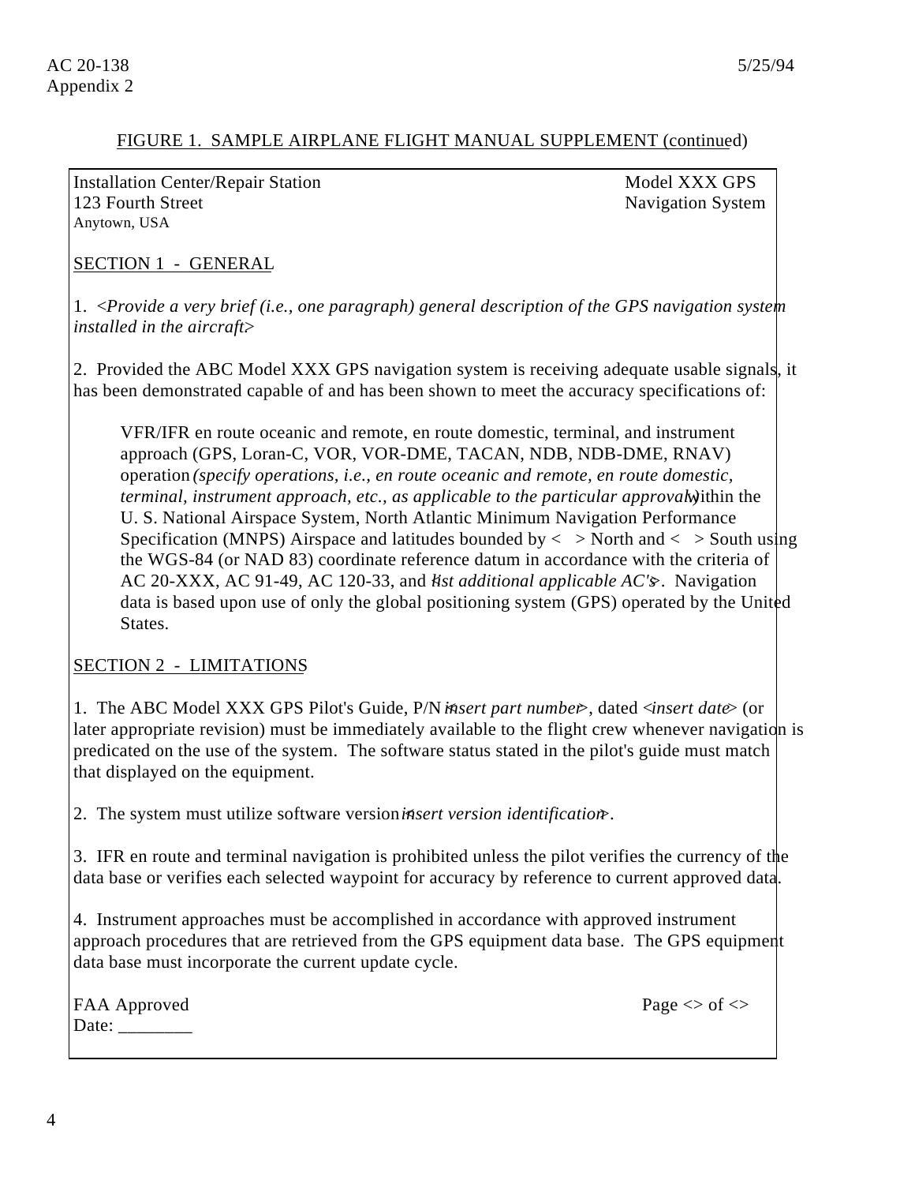FIGURE 1. SAMPLE AIRPLANE FLIGHT MANUAL SUPPLEMENT (continued)

Installation Center/Repair Station
123 Fourth Street
Anytown, USA

Model XXX GPS
Navigation System

SECTION 1 - GENERAL

1. <*Provide a very brief (i.e., one paragraph) general description of the GPS navigation system installed in the aircraft.*>

2. Provided the ABC Model XXX GPS navigation system is receiving adequate usable signals, it has been demonstrated capable of and has been shown to meet the accuracy specifications of:

> VFR/IFR en route oceanic and remote, en route domestic, terminal, and instrument approach (GPS, Loran-C, VOR, VOR-DME, TACAN, NDB, NDB-DME, RNAV) operation *(specify operations, i.e., en route oceanic and remote, en route domestic, terminal, instrument approach, etc., as applicable to the particular approval)* within the U. S. National Airspace System, North Atlantic Minimum Navigation Performance Specification (MNPS) Airspace and latitudes bounded by < > North and < > South using the WGS-84 (or NAD 83) coordinate reference datum in accordance with the criteria of AC 20-XXX, AC 91-49, AC 120-33, and <*list additional applicable AC's*>. Navigation data is based upon use of only the global positioning system (GPS) operated by the United States.

SECTION 2 - LIMITATIONS

1. The ABC Model XXX GPS Pilot's Guide, P/N <*insert part number*>, dated <*insert date*> (or later appropriate revision) must be immediately available to the flight crew whenever navigation is predicated on the use of the system. The software status stated in the pilot's guide must match that displayed on the equipment.

2. The system must utilize software version <*insert version identification*>.

3. IFR en route and terminal navigation is prohibited unless the pilot verifies the currency of the data base or verifies each selected waypoint for accuracy by reference to current approved data.

4. Instrument approaches must be accomplished in accordance with approved instrument approach procedures that are retrieved from the GPS equipment data base. The GPS equipment data base must incorporate the current update cycle.

FAA Approved
Date: ________

Page <> of <>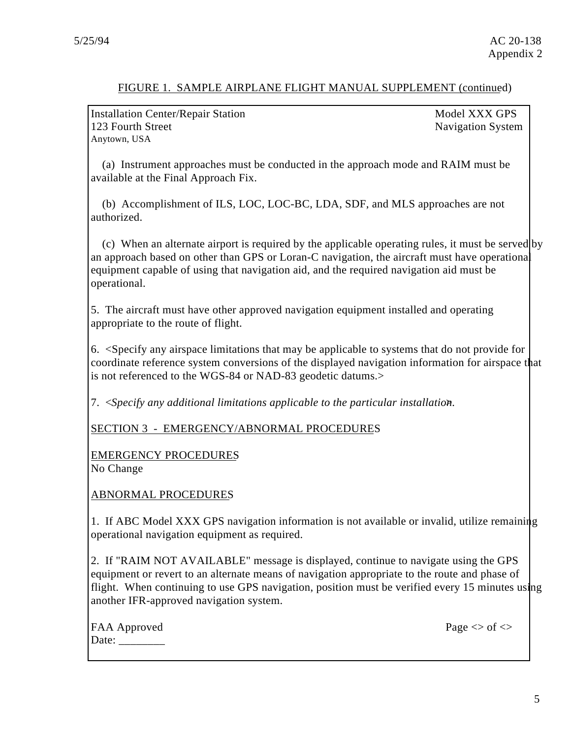FIGURE 1. SAMPLE AIRPLANE FLIGHT MANUAL SUPPLEMENT (continued)

Installation Center/Repair Station
123 Fourth Street
Anytown, USA

Model XXX GPS
Navigation System

(a) Instrument approaches must be conducted in the approach mode and RAIM must be available at the Final Approach Fix.

(b) Accomplishment of ILS, LOC, LOC-BC, LDA, SDF, and MLS approaches are not authorized.

(c) When an alternate airport is required by the applicable operating rules, it must be served by an approach based on other than GPS or Loran-C navigation, the aircraft must have operational equipment capable of using that navigation aid, and the required navigation aid must be operational.

5. The aircraft must have other approved navigation equipment installed and operating appropriate to the route of flight.

6. <Specify any airspace limitations that may be applicable to systems that do not provide for coordinate reference system conversions of the displayed navigation information for airspace that is not referenced to the WGS-84 or NAD-83 geodetic datums.>

7. <*Specify any additional limitations applicable to the particular installation.*>

SECTION 3 - EMERGENCY/ABNORMAL PROCEDURES

EMERGENCY PROCEDURES
No Change

ABNORMAL PROCEDURES

1. If ABC Model XXX GPS navigation information is not available or invalid, utilize remaining operational navigation equipment as required.

2. If "RAIM NOT AVAILABLE" message is displayed, continue to navigate using the GPS equipment or revert to an alternate means of navigation appropriate to the route and phase of flight. When continuing to use GPS navigation, position must be verified every 15 minutes using another IFR-approved navigation system.

FAA Approved
Date: ________

Page <> of <>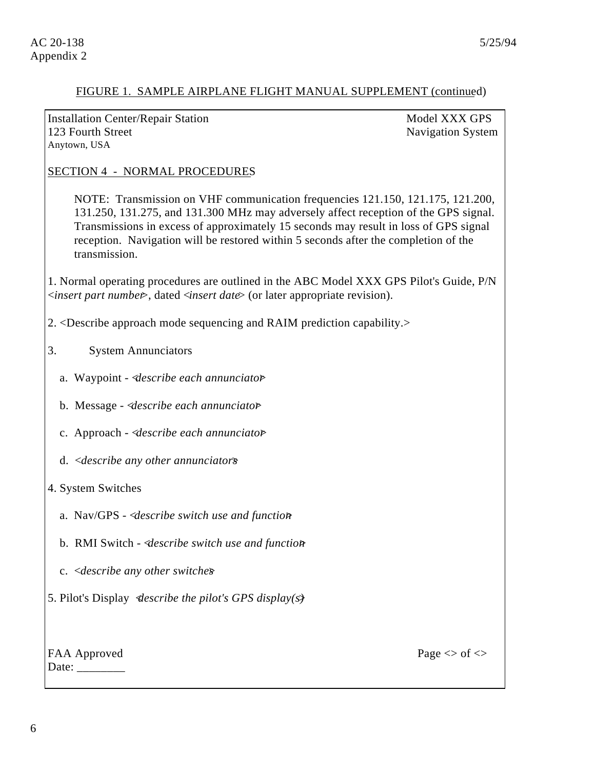FIGURE 1. SAMPLE AIRPLANE FLIGHT MANUAL SUPPLEMENT (continued)

Installation Center/Repair Station
123 Fourth Street
Anytown, USA

Model XXX GPS
Navigation System

SECTION 4 - NORMAL PROCEDURES

NOTE: Transmission on VHF communication frequencies 121.150, 121.175, 121.200, 131.250, 131.275, and 131.300 MHz may adversely affect reception of the GPS signal. Transmissions in excess of approximately 15 seconds may result in loss of GPS signal reception. Navigation will be restored within 5 seconds after the completion of the transmission.

1. Normal operating procedures are outlined in the ABC Model XXX GPS Pilot's Guide, P/N <*insert part number*>, dated <*insert date*> (or later appropriate revision).

2. <Describe approach mode sequencing and RAIM prediction capability.>

3. System Annunciators

   a. Waypoint - <*describe each annunciator*>

   b. Message - <*describe each annunciator*>

   c. Approach - <*describe each annunciator*>

   d. <*describe any other annunciators*>

4. System Switches

   a. Nav/GPS - <*describe switch use and function*>

   b. RMI Switch - <*describe switch use and function*>

   c. <*describe any other switches*>

5. Pilot's Display <*describe the pilot's GPS display(s)*>

FAA Approved
Date: ________

Page <> of <>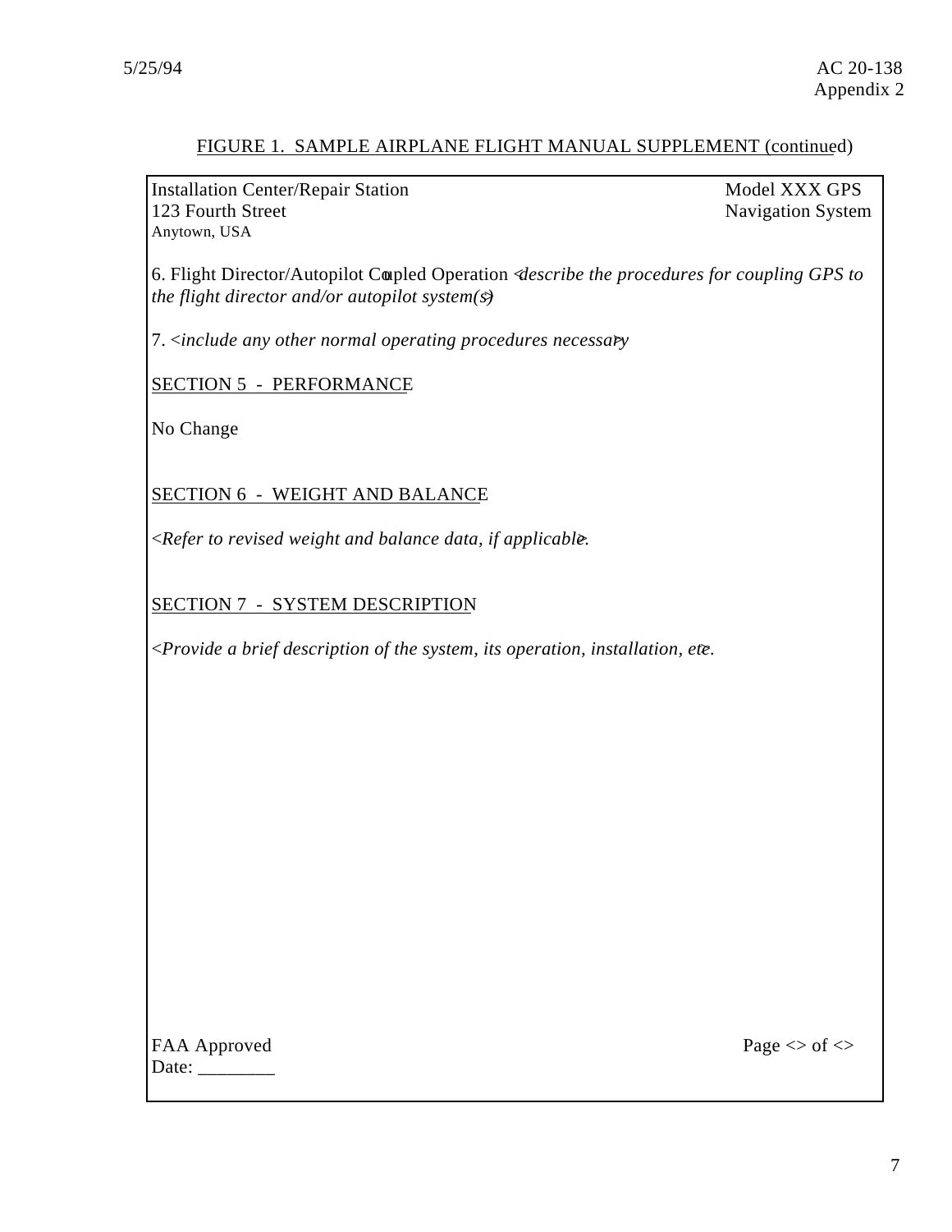FIGURE 1. SAMPLE AIRPLANE FLIGHT MANUAL SUPPLEMENT (continued)

Installation Center/Repair Station
123 Fourth Street
Anytown, USA

Model XXX GPS
Navigation System

6. Flight Director/Autopilot Coupled Operation <*describe the procedures for coupling GPS to the flight director and/or autopilot system(s)*>

7. <*include any other normal operating procedures necessary*>

SECTION 5 - PERFORMANCE

No Change

SECTION 6 - WEIGHT AND BALANCE

<*Refer to revised weight and balance data, if applicable*>.

SECTION 7 - SYSTEM DESCRIPTION

<*Provide a brief description of the system, its operation, installation, etc*>.

FAA Approved
Date: ________

Page <> of <>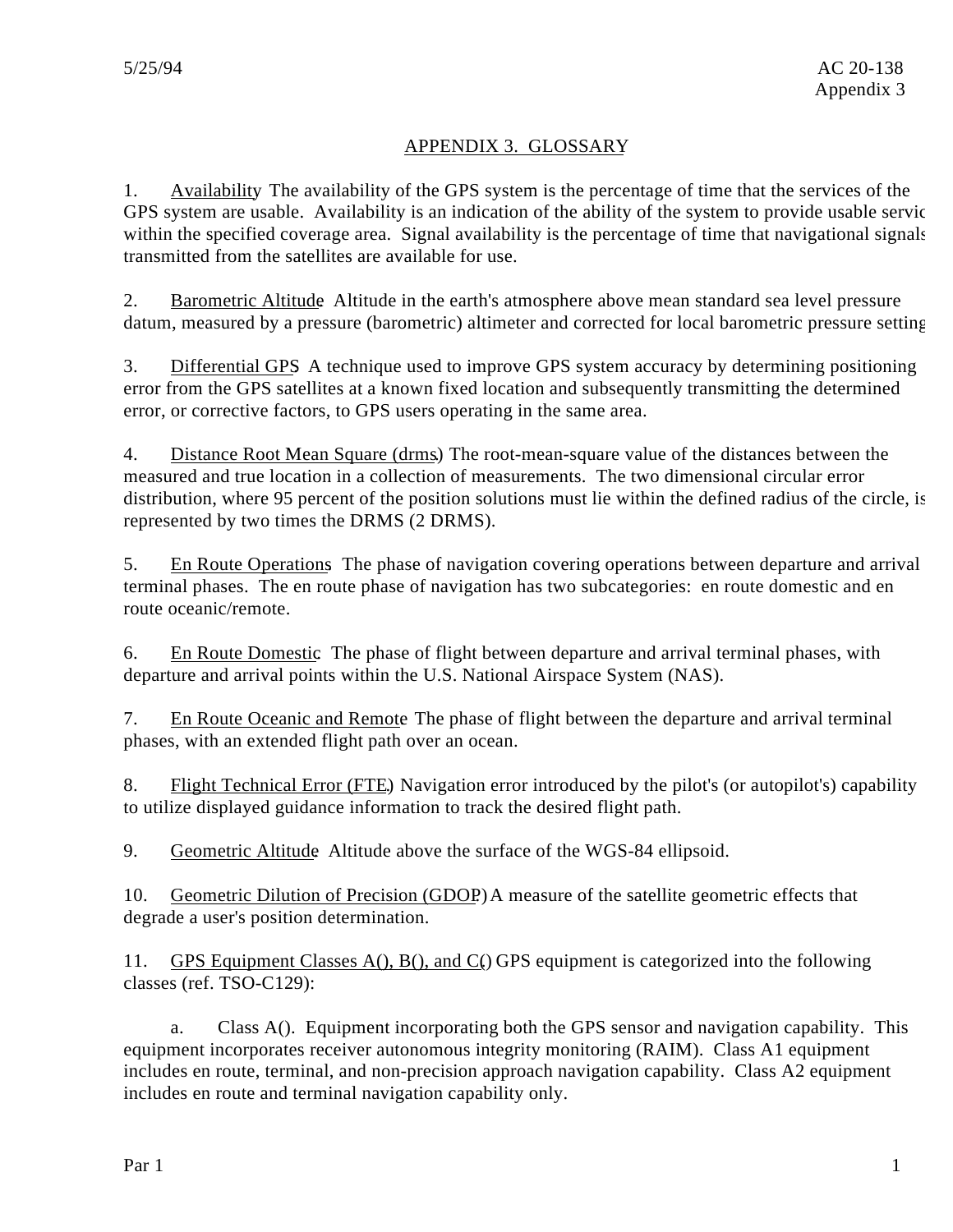# APPENDIX 3. GLOSSARY

1. Availability. The availability of the GPS system is the percentage of time that the services of the GPS system are usable. Availability is an indication of the ability of the system to provide usable service within the specified coverage area. Signal availability is the percentage of time that navigational signals transmitted from the satellites are available for use.

2. Barometric Altitude. Altitude in the earth's atmosphere above mean standard sea level pressure datum, measured by a pressure (barometric) altimeter and corrected for local barometric pressure setting.

3. Differential GPS. A technique used to improve GPS system accuracy by determining positioning error from the GPS satellites at a known fixed location and subsequently transmitting the determined error, or corrective factors, to GPS users operating in the same area.

4. Distance Root Mean Square (drms). The root-mean-square value of the distances between the measured and true location in a collection of measurements. The two dimensional circular error distribution, where 95 percent of the position solutions must lie within the defined radius of the circle, is represented by two times the DRMS (2 DRMS).

5. En Route Operations. The phase of navigation covering operations between departure and arrival terminal phases. The en route phase of navigation has two subcategories: en route domestic and en route oceanic/remote.

6. En Route Domestic. The phase of flight between departure and arrival terminal phases, with departure and arrival points within the U.S. National Airspace System (NAS).

7. En Route Oceanic and Remote. The phase of flight between the departure and arrival terminal phases, with an extended flight path over an ocean.

8. Flight Technical Error (FTE). Navigation error introduced by the pilot's (or autopilot's) capability to utilize displayed guidance information to track the desired flight path.

9. Geometric Altitude. Altitude above the surface of the WGS-84 ellipsoid.

10. Geometric Dilution of Precision (GDOP). A measure of the satellite geometric effects that degrade a user's position determination.

11. GPS Equipment Classes A(), B(), and C(). GPS equipment is categorized into the following classes (ref. TSO-C129):

a. Class A(). Equipment incorporating both the GPS sensor and navigation capability. This equipment incorporates receiver autonomous integrity monitoring (RAIM). Class A1 equipment includes en route, terminal, and non-precision approach navigation capability. Class A2 equipment includes en route and terminal navigation capability only.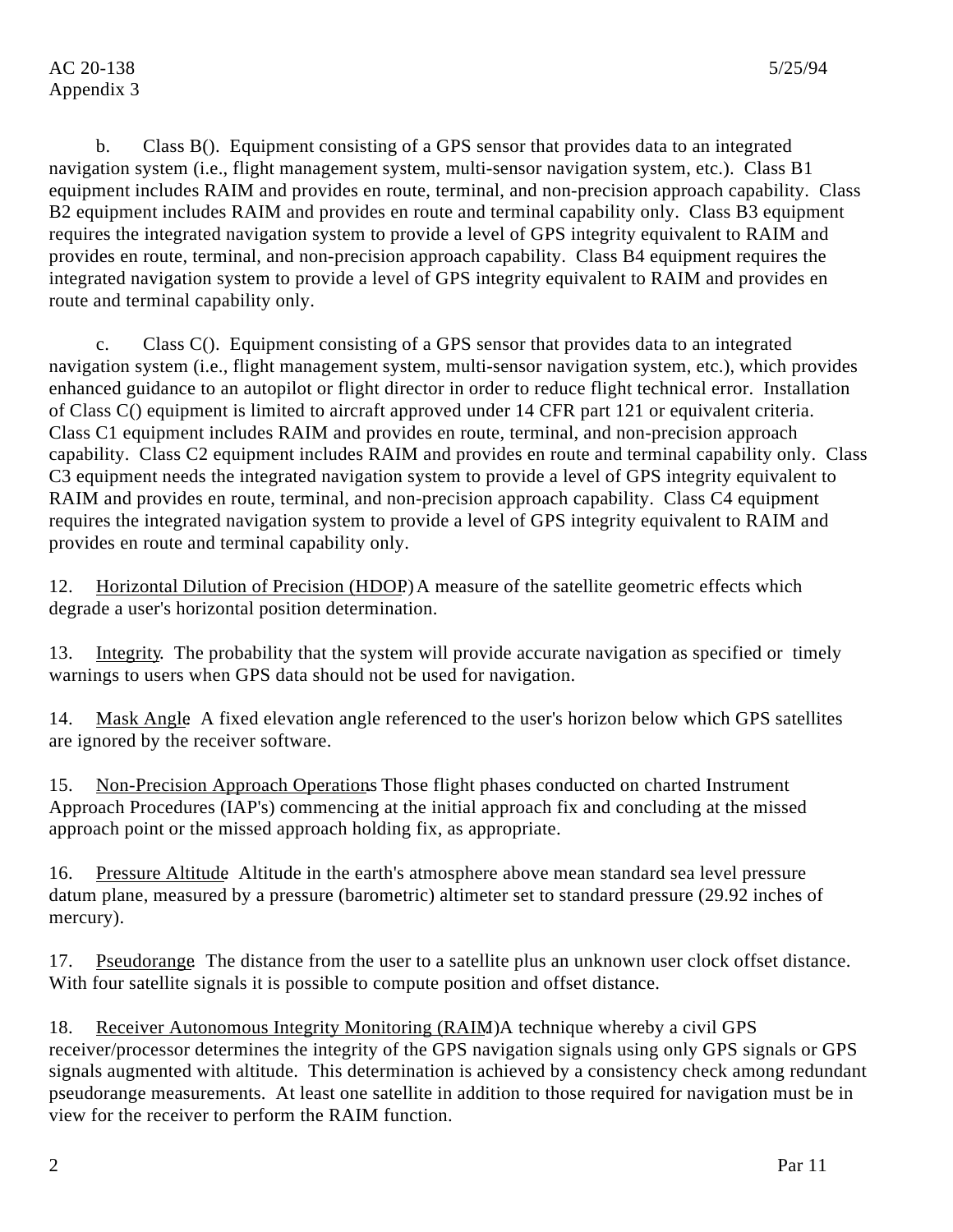b. Class B(). Equipment consisting of a GPS sensor that provides data to an integrated navigation system (i.e., flight management system, multi-sensor navigation system, etc.). Class B1 equipment includes RAIM and provides en route, terminal, and non-precision approach capability. Class B2 equipment includes RAIM and provides en route and terminal capability only. Class B3 equipment requires the integrated navigation system to provide a level of GPS integrity equivalent to RAIM and provides en route, terminal, and non-precision approach capability. Class B4 equipment requires the integrated navigation system to provide a level of GPS integrity equivalent to RAIM and provides en route and terminal capability only.

c. Class C(). Equipment consisting of a GPS sensor that provides data to an integrated navigation system (i.e., flight management system, multi-sensor navigation system, etc.), which provides enhanced guidance to an autopilot or flight director in order to reduce flight technical error. Installation of Class C() equipment is limited to aircraft approved under 14 CFR part 121 or equivalent criteria. Class C1 equipment includes RAIM and provides en route, terminal, and non-precision approach capability. Class C2 equipment includes RAIM and provides en route and terminal capability only. Class C3 equipment needs the integrated navigation system to provide a level of GPS integrity equivalent to RAIM and provides en route, terminal, and non-precision approach capability. Class C4 equipment requires the integrated navigation system to provide a level of GPS integrity equivalent to RAIM and provides en route and terminal capability only.

12. Horizontal Dilution of Precision (HDOP). A measure of the satellite geometric effects which degrade a user's horizontal position determination.

13. Integrity. The probability that the system will provide accurate navigation as specified or timely warnings to users when GPS data should not be used for navigation.

14. Mask Angle. A fixed elevation angle referenced to the user's horizon below which GPS satellites are ignored by the receiver software.

15. Non-Precision Approach Operations. Those flight phases conducted on charted Instrument Approach Procedures (IAP's) commencing at the initial approach fix and concluding at the missed approach point or the missed approach holding fix, as appropriate.

16. Pressure Altitude. Altitude in the earth's atmosphere above mean standard sea level pressure datum plane, measured by a pressure (barometric) altimeter set to standard pressure (29.92 inches of mercury).

17. Pseudorange. The distance from the user to a satellite plus an unknown user clock offset distance. With four satellite signals it is possible to compute position and offset distance.

18. Receiver Autonomous Integrity Monitoring (RAIM). A technique whereby a civil GPS receiver/processor determines the integrity of the GPS navigation signals using only GPS signals or GPS signals augmented with altitude. This determination is achieved by a consistency check among redundant pseudorange measurements. At least one satellite in addition to those required for navigation must be in view for the receiver to perform the RAIM function.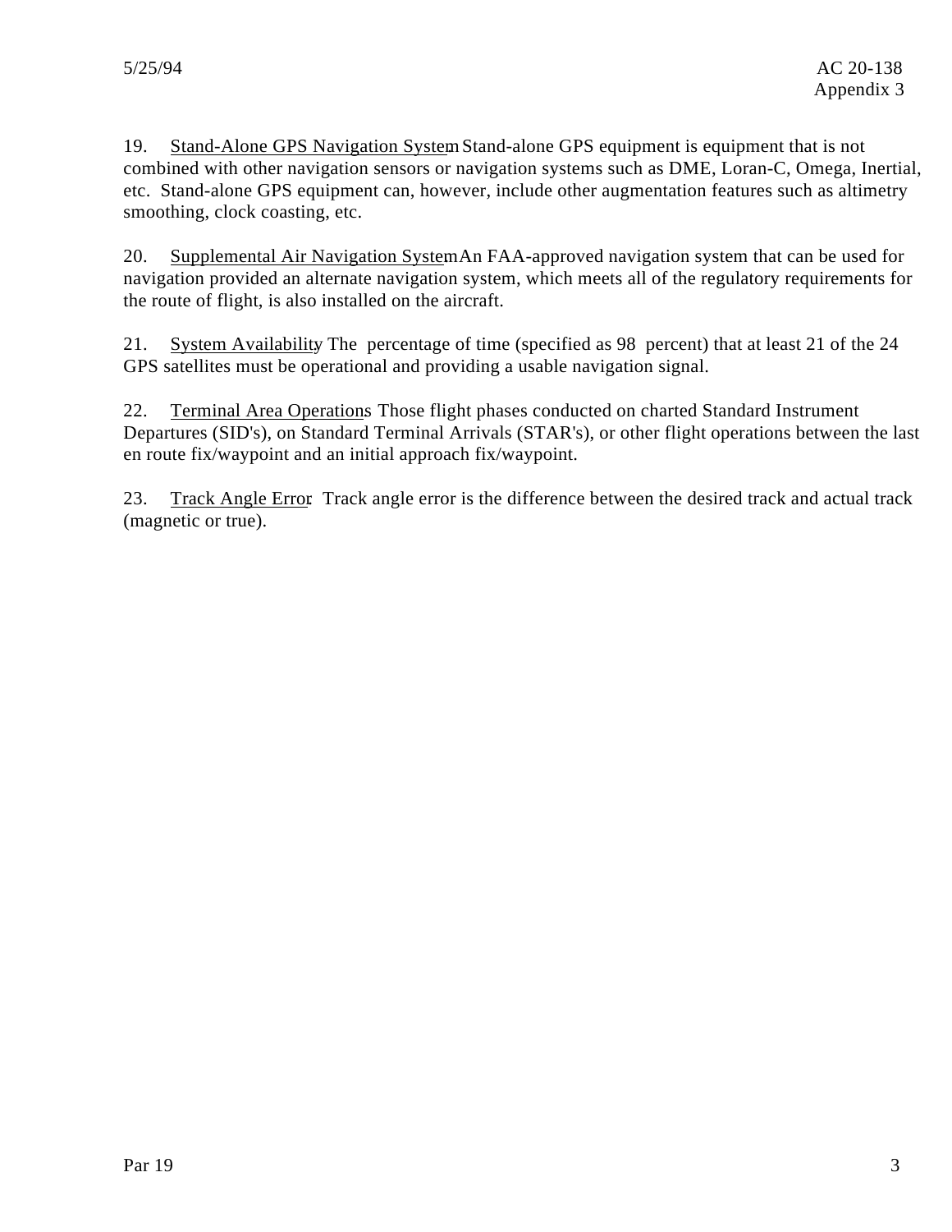19. Stand-Alone GPS Navigation System. Stand-alone GPS equipment is equipment that is not combined with other navigation sensors or navigation systems such as DME, Loran-C, Omega, Inertial, etc. Stand-alone GPS equipment can, however, include other augmentation features such as altimetry smoothing, clock coasting, etc.

20. Supplemental Air Navigation System. An FAA-approved navigation system that can be used for navigation provided an alternate navigation system, which meets all of the regulatory requirements for the route of flight, is also installed on the aircraft.

21. System Availability. The percentage of time (specified as 98 percent) that at least 21 of the 24 GPS satellites must be operational and providing a usable navigation signal.

22. Terminal Area Operations. Those flight phases conducted on charted Standard Instrument Departures (SID's), on Standard Terminal Arrivals (STAR's), or other flight operations between the last en route fix/waypoint and an initial approach fix/waypoint.

23. Track Angle Error. Track angle error is the difference between the desired track and actual track (magnetic or true).